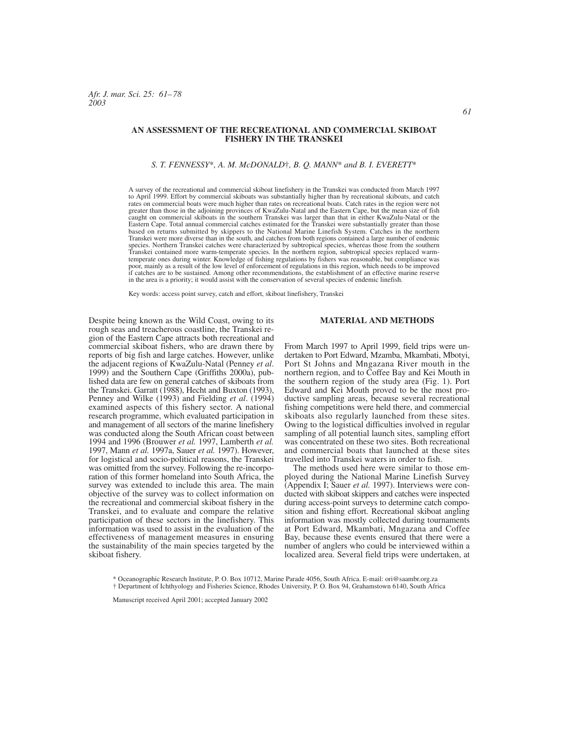# AN ASSESSMENT OF THE RECREATIONAL AND COMMERCIAL SKIBOAT FISHERY IN THE TRANSKEI

*S. T. FENNESSY\*, A. M. McDONALD†, B. Q. MANN\* and B. I. EVERETT\**

A survey of the recreational and commercial skiboat linefishery in the Transkei was conducted from March 1997 to April 1999. Effort by commercial skiboats was substantially higher than by recreational skiboats, and catch rates on commercial boats were much higher than rates on recreational boats. Catch rates in the region were not greater than those in the adjoining provinces of KwaZulu-Natal and the Eastern Cape, but the mean size of fish caught on commercial skiboats in the southern Transkei was larger than that in either KwaZulu-Natal or the Eastern Cape. Total annual commercial catches estimated for the Transkei were substantially greater than those based on returns submitted by skippers to the National Marine Linefish System. Catches in the northern Transkei were more diverse than in the south, and catches from both regions contained a large number of endemic species. Northern Transkei catches were characterized by subtropical species, whereas those from the southern Transkei contained more warm-temperate species. In the northern region, subtropical species replaced warm-temperate ones during winter. Knowledge of fishing regulations by fishers was reasonable, but compliance was poor, mainly as a result of the low level of enforcement of regulations in this region, which needs to be improved if catches are to be sustained. Among other recommendations, the establishment of an effective marine reserve in the area is a priority; it would assist with the conservation of several species of endemic linefish.

Key words: access point survey, catch and effort, skiboat linefishery, Transkei

Despite being known as the Wild Coast, owing to its rough seas and treacherous coastline, the Transkei region of the Eastern Cape attracts both recreational and commercial skiboat fishers, who are drawn there by reports of big fish and large catches. However, unlike the adjacent regions of KwaZulu-Natal (Penney *et al*. 1999) and the Southern Cape (Griffiths 2000a), published data are few on general catches of skiboats from the Transkei. Garratt (1988), Hecht and Buxton (1993), Penney and Wilke (1993) and Fielding *et al*. (1994) examined aspects of this fishery sector. A national research programme, which evaluated participation in and management of all sectors of the marine linefishery was conducted along the South African coast between 1994 and 1996 (Brouwer *et al.* 1997, Lamberth *et al.* 1997, Mann *et al.* 1997a, Sauer *et al.* 1997). However, for logistical and socio-political reasons, the Transkei was omitted from the survey. Following the re-incorporation of this former homeland into South Africa, the survey was extended to include this area. The main objective of the survey was to collect information on the recreational and commercial skiboat fishery in the Transkei, and to evaluate and compare the relative participation of these sectors in the linefishery. This information was used to assist in the evaluation of the effectiveness of management measures in ensuring the sustainability of the main species targeted by the skiboat fishery.

## MATERIAL AND METHODS

From March 1997 to April 1999, field trips were undertaken to Port Edward, Mzamba, Mkambati, Mbotyi, Port St Johns and Mngazana River mouth in the northern region, and to Coffee Bay and Kei Mouth in the southern region of the study area (Fig. 1). Port Edward and Kei Mouth proved to be the most productive sampling areas, because several recreational fishing competitions were held there, and commercial skiboats also regularly launched from these sites. Owing to the logistical difficulties involved in regular sampling of all potential launch sites, sampling effort was concentrated on these two sites. Both recreational and commercial boats that launched at these sites travelled into Transkei waters in order to fish.

The methods used here were similar to those employed during the National Marine Linefish Survey (Appendix I; Sauer *et al.* 1997). Interviews were conducted with skiboat skippers and catches were inspected during access-point surveys to determine catch composition and fishing effort. Recreational skiboat angling information was mostly collected during tournaments at Port Edward, Mkambati, Mngazana and Coffee Bay, because these events ensured that there were a number of anglers who could be interviewed within a localized area. Several field trips were undertaken, at

\* Oceanographic Research Institute, P. O. Box 10712, Marine Parade 4056, South Africa. E-mail: ori@saambr.org.za
† Department of Ichthyology and Fisheries Science, Rhodes University, P. O. Box 94, Grahamstown 6140, South Africa

Manuscript received April 2001; accepted January 2002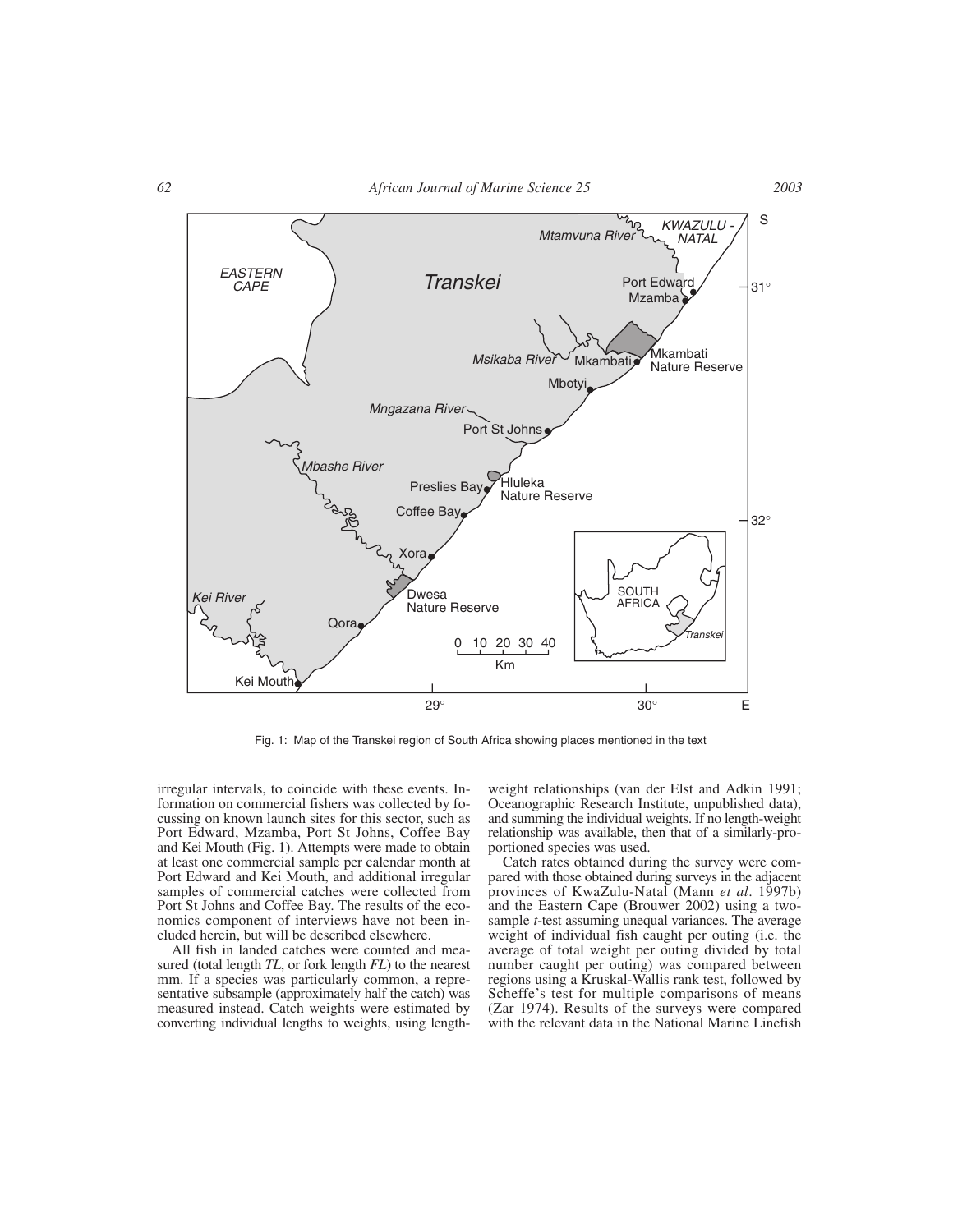Fig. 1: Map of the Transkei region of South Africa showing places mentioned in the text

irregular intervals, to coincide with these events. Information on commercial fishers was collected by focussing on known launch sites for this sector, such as Port Edward, Mzamba, Port St Johns, Coffee Bay and Kei Mouth (Fig. 1). Attempts were made to obtain at least one commercial sample per calendar month at Port Edward and Kei Mouth, and additional irregular samples of commercial catches were collected from Port St Johns and Coffee Bay. The results of the economics component of interviews have not been included herein, but will be described elsewhere.

All fish in landed catches were counted and measured (total length *TL*, or fork length *FL*) to the nearest mm. If a species was particularly common, a representative subsample (approximately half the catch) was measured instead. Catch weights were estimated by converting individual lengths to weights, using length-weight relationships (van der Elst and Adkin 1991; Oceanographic Research Institute, unpublished data), and summing the individual weights. If no length-weight relationship was available, then that of a similarly-proportioned species was used.

Catch rates obtained during the survey were compared with those obtained during surveys in the adjacent provinces of KwaZulu-Natal (Mann *et al*. 1997b) and the Eastern Cape (Brouwer 2002) using a two-sample *t*-test assuming unequal variances. The average weight of individual fish caught per outing (i.e. the average of total weight per outing divided by total number caught per outing) was compared between regions using a Kruskal-Wallis rank test, followed by Scheffe's test for multiple comparisons of means (Zar 1974). Results of the surveys were compared with the relevant data in the National Marine Linefish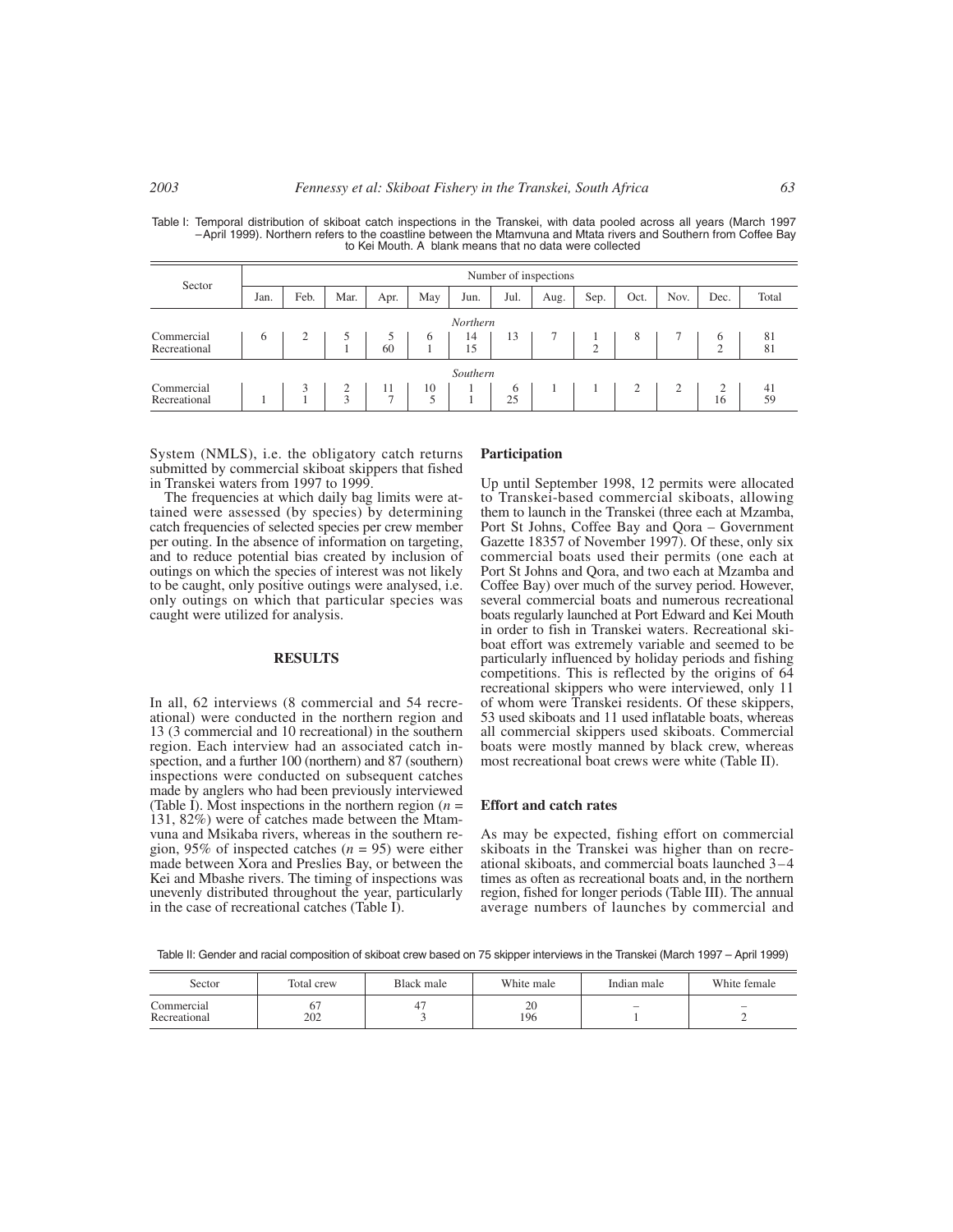Table I: Temporal distribution of skiboat catch inspections in the Transkei, with data pooled across all years (March 1997 – April 1999). Northern refers to the coastline between the Mtamvuna and Mtata rivers and Southern from Coffee Bay to Kei Mouth. A blank means that no data were collected

| Sector | Number of inspections | | | | | | | | | | | | |
|---|---|---|---|---|---|---|---|---|---|---|---|---|---|
| | Jan. | Feb. | Mar. | Apr. | May | Jun. | Jul. | Aug. | Sep. | Oct. | Nov. | Dec. | Total |
| | | | | | | *Northern* | | | | | | | |
| Commercial | 6 | 2 | 5 | 5 | 6 | 14 | 13 | 7 | 1 | 8 | 7 | 6 | 81 |
| Recreational | | | 1 | 60 | 1 | 15 | | | 2 | | | 2 | 81 |
| | | | | | | *Southern* | | | | | | | |
| Commercial | | 3 | 2 | 11 | 10 | 1 | 6 | 1 | 1 | 2 | 2 | 2 | 41 |
| Recreational | 1 | 1 | 3 | 7 | 5 | 1 | 25 | | | | | 16 | 59 |

System (NMLS), i.e. the obligatory catch returns submitted by commercial skiboat skippers that fished in Transkei waters from 1997 to 1999.

The frequencies at which daily bag limits were attained were assessed (by species) by determining catch frequencies of selected species per crew member per outing. In the absence of information on targeting, and to reduce potential bias created by inclusion of outings on which the species of interest was not likely to be caught, only positive outings were analysed, i.e. only outings on which that particular species was caught were utilized for analysis.

## RESULTS

In all, 62 interviews (8 commercial and 54 recreational) were conducted in the northern region and 13 (3 commercial and 10 recreational) in the southern region. Each interview had an associated catch inspection, and a further 100 (northern) and 87 (southern) inspections were conducted on subsequent catches made by anglers who had been previously interviewed (Table I). Most inspections in the northern region ($n$ = 131, 82%) were of catches made between the Mtamvuna and Msikaba rivers, whereas in the southern region, 95% of inspected catches ($n$ = 95) were either made between Xora and Preslies Bay, or between the Kei and Mbashe rivers. The timing of inspections was unevenly distributed throughout the year, particularly in the case of recreational catches (Table I).

### Participation

Up until September 1998, 12 permits were allocated to Transkei-based commercial skiboats, allowing them to launch in the Transkei (three each at Mzamba, Port St Johns, Coffee Bay and Qora – Government Gazette 18357 of November 1997). Of these, only six commercial boats used their permits (one each at Port St Johns and Qora, and two each at Mzamba and Coffee Bay) over much of the survey period. However, several commercial boats and numerous recreational boats regularly launched at Port Edward and Kei Mouth in order to fish in Transkei waters. Recreational skiboat effort was extremely variable and seemed to be particularly influenced by holiday periods and fishing competitions. This is reflected by the origins of 64 recreational skippers who were interviewed, only 11 of whom were Transkei residents. Of these skippers, 53 used skiboats and 11 used inflatable boats, whereas all commercial skippers used skiboats. Commercial boats were mostly manned by black crew, whereas most recreational boat crews were white (Table II).

### Effort and catch rates

As may be expected, fishing effort on commercial skiboats in the Transkei was higher than on recreational skiboats, and commercial boats launched 3–4 times as often as recreational boats and, in the northern region, fished for longer periods (Table III). The annual average numbers of launches by commercial and

Table II: Gender and racial composition of skiboat crew based on 75 skipper interviews in the Transkei (March 1997 – April 1999)

| Sector | Total crew | Black male | White male | Indian male | White female |
|---|---|---|---|---|---|
| Commercial | 67 | 47 | 20 | – | – |
| Recreational | 202 | 3 | 196 | 1 | 2 |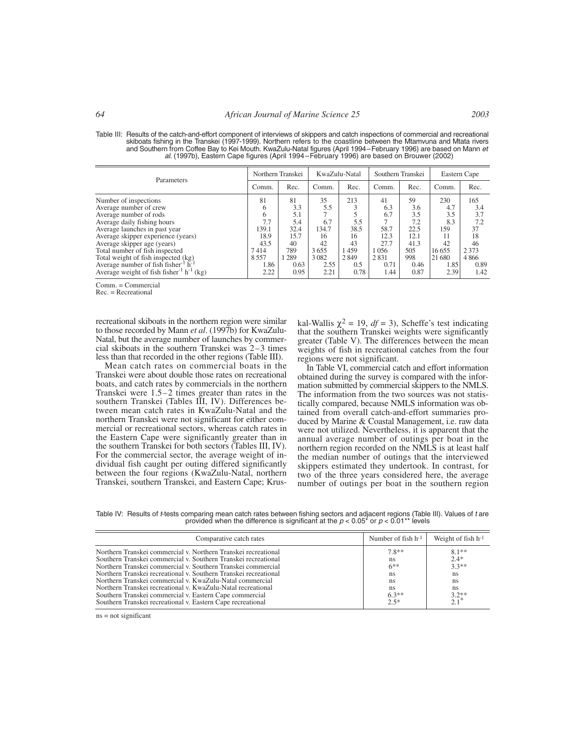Table III: Results of the catch-and-effort component of interviews of skippers and catch inspections of commercial and recreational skiboats fishing in the Transkei (1997-1999). Northern refers to the coastline between the Mtamvuna and Mtata rivers and Southern from Coffee Bay to Kei Mouth. KwaZulu-Natal figures (April 1994 – February 1996) are based on Mann *et al.* (1997b), Eastern Cape figures (April 1994 – February 1996) are based on Brouwer (2002)

| Parameters | Northern Transkei | | KwaZulu-Natal | | Southern Transkei | | Eastern Cape | |
|---|---|---|---|---|---|---|---|---|
| | Comm. | Rec. | Comm. | Rec. | Comm. | Rec. | Comm. | Rec. |
| Number of inspections | 81 | 81 | 35 | 213 | 41 | 59 | 230 | 165 |
| Average number of crew | 6 | 3.3 | 5.5 | 3 | 6.3 | 3.6 | 4.7 | 3.4 |
| Average number of rods | 6 | 5.1 | 7 | 5 | 6.7 | 3.5 | 3.5 | 3.7 |
| Average daily fishing hours | 7.7 | 5.4 | 6.7 | 5.5 | 7 | 7.2 | 8.3 | 7.2 |
| Average launches in past year | 139.1 | 32.4 | 134.7 | 38.5 | 58.7 | 22.5 | 159 | 37 |
| Average skipper experience (years) | 18.9 | 15.7 | 16 | 16 | 12.3 | 12.1 | 11 | 18 |
| Average skipper age (years) | 43.5 | 40 | 42 | 43 | 27.7 | 41.3 | 42 | 46 |
| Total number of fish inspected | 7 414 | 789 | 3 655 | 1 459 | 1 056 | 505 | 16 655 | 2 373 |
| Total weight of fish inspected (kg) | 8 557 | 1 289 | 3 082 | 2 849 | 2 831 | 998 | 21 680 | 4 866 |
| Average number of fish fisher$^{-1}$ h$^{-1}$ | 1.86 | 0.63 | 2.55 | 0.5 | 0.71 | 0.46 | 1.85 | 0.89 |
| Average weight of fish fisher$^{-1}$ h$^{-1}$ (kg) | 2.22 | 0.95 | 2.21 | 0.78 | 1.44 | 0.87 | 2.39 | 1.42 |

Comm. = Commercial
Rec. = Recreational

recreational skiboats in the northern region were similar to those recorded by Mann *et al*. (1997b) for KwaZulu-Natal, but the average number of launches by commercial skiboats in the southern Transkei was 2–3 times less than that recorded in the other regions (Table III).

Mean catch rates on commercial boats in the Transkei were about double those rates on recreational boats, and catch rates by commercials in the northern Transkei were 1.5–2 times greater than rates in the southern Transkei (Tables III, IV). Differences between mean catch rates in KwaZulu-Natal and the northern Transkei were not significant for either commercial or recreational sectors, whereas catch rates in the Eastern Cape were significantly greater than in the southern Transkei for both sectors (Tables III, IV). For the commercial sector, the average weight of individual fish caught per outing differed significantly between the four regions (KwaZulu-Natal, northern Transkei, southern Transkei, and Eastern Cape; Kruskal-Wallis $\chi^2 = 19$, $df = 3$), Scheffe's test indicating that the southern Transkei weights were significantly greater (Table V). The differences between the mean weights of fish in recreational catches from the four regions were not significant.

In Table VI, commercial catch and effort information obtained during the survey is compared with the information submitted by commercial skippers to the NMLS. The information from the two sources was not statistically compared, because NMLS information was obtained from overall catch-and-effort summaries produced by Marine & Coastal Management, i.e. raw data were not utilized. Nevertheless, it is apparent that the annual average number of outings per boat in the northern region recorded on the NMLS is at least half the median number of outings that the interviewed skippers estimated they undertook. In contrast, for two of the three years considered here, the average number of outings per boat in the southern region

Table IV: Results of *t*-tests comparing mean catch rates between fishing sectors and adjacent regions (Table III). Values of *t* are provided when the difference is significant at the $p < 0.05$* or $p < 0.01$** levels

| Comparative catch rates | Number of fish h$^{-1}$ | Weight of fish h$^{-1}$ |
|---|---|---|
| Northern Transkei commercial v. Northern Transkei recreational | 7.8** | 8.1** |
| Southern Transkei commercial v. Southern Transkei recreational | ns | 2.4* |
| Northern Transkei commercial v. Southern Transkei commercial | 6** | 3.3** |
| Northern Transkei recreational v. Southern Transkei recreational | ns | ns |
| Northern Transkei commercial v. KwaZulu-Natal commercial | ns | ns |
| Northern Transkei recreational v. KwaZulu-Natal recreational | ns | ns |
| Southern Transkei commercial v. Eastern Cape commercial | 6.3** | 3.2** |
| Southern Transkei recreational v. Eastern Cape recreational | 2.5* | 2.1* |

ns = not significant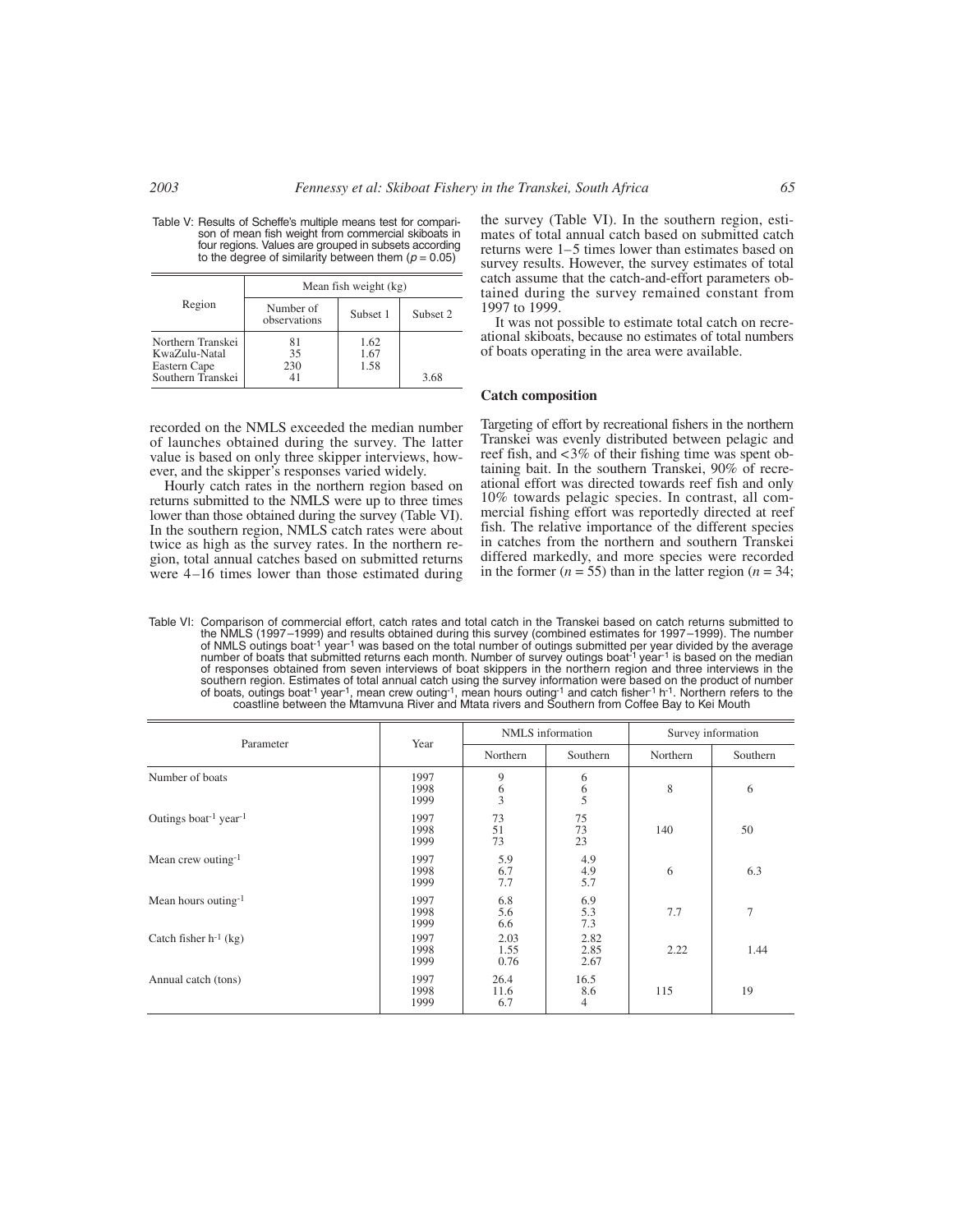Table V: Results of Scheffe's multiple means test for comparison of mean fish weight from commercial skiboats in four regions. Values are grouped in subsets according to the degree of similarity between them ($p = 0.05$)

| Region | Mean fish weight (kg) | | |
|---|---|---|---|
| | Number of observations | Subset 1 | Subset 2 |
| Northern Transkei | 81 | 1.62 | |
| KwaZulu-Natal | 35 | 1.67 | |
| Eastern Cape | 230 | 1.58 | |
| Southern Transkei | 41 | | 3.68 |

recorded on the NMLS exceeded the median number of launches obtained during the survey. The latter value is based on only three skipper interviews, however, and the skipper's responses varied widely.

Hourly catch rates in the northern region based on returns submitted to the NMLS were up to three times lower than those obtained during the survey (Table VI). In the southern region, NMLS catch rates were about twice as high as the survey rates. In the northern region, total annual catches based on submitted returns were 4–16 times lower than those estimated during the survey (Table VI). In the southern region, estimates of total annual catch based on submitted catch returns were 1–5 times lower than estimates based on survey results. However, the survey estimates of total catch assume that the catch-and-effort parameters obtained during the survey remained constant from 1997 to 1999.

It was not possible to estimate total catch on recreational skiboats, because no estimates of total numbers of boats operating in the area were available.

### Catch composition

Targeting of effort by recreational fishers in the northern Transkei was evenly distributed between pelagic and reef fish, and <3% of their fishing time was spent obtaining bait. In the southern Transkei, 90% of recreational effort was directed towards reef fish and only 10% towards pelagic species. In contrast, all commercial fishing effort was reportedly directed at reef fish. The relative importance of the different species in catches from the northern and southern Transkei differed markedly, and more species were recorded in the former ($n = 55$) than in the latter region ($n = 34$;

Table VI: Comparison of commercial effort, catch rates and total catch in the Transkei based on catch returns submitted to the NMLS (1997–1999) and results obtained during this survey (combined estimates for 1997–1999). The number of NMLS outings boat$^{-1}$ year$^{-1}$ was based on the total number of outings submitted per year divided by the average number of boats that submitted returns each month. Number of survey outings boat$^{-1}$ year$^{-1}$ is based on the median of responses obtained from seven interviews of boat skippers in the northern region and three interviews in the southern region. Estimates of total annual catch using the survey information were based on the product of number of boats, outings boat$^{-1}$ year$^{-1}$, mean crew outing$^{-1}$, mean hours outing$^{-1}$ and catch fisher$^{-1}$ h$^{-1}$. Northern refers to the coastline between the Mtamvuna River and Mtata rivers and Southern from Coffee Bay to Kei Mouth

| Parameter | Year | NMLS information | | Survey information | |
|---|---|---|---|---|---|
| | | Northern | Southern | Northern | Southern |
| Number of boats | 1997 | 9 | 6 | 8 | 6 |
| | 1998 | 6 | 6 | | |
| | 1999 | 3 | 5 | | |
| Outings boat$^{-1}$ year$^{-1}$ | 1997 | 73 | 75 | 140 | 50 |
| | 1998 | 51 | 73 | | |
| | 1999 | 73 | 23 | | |
| Mean crew outing$^{-1}$ | 1997 | 5.9 | 4.9 | 6 | 6.3 |
| | 1998 | 6.7 | 4.9 | | |
| | 1999 | 7.7 | 5.7 | | |
| Mean hours outing$^{-1}$ | 1997 | 6.8 | 6.9 | 7.7 | 7 |
| | 1998 | 5.6 | 5.3 | | |
| | 1999 | 6.6 | 7.3 | | |
| Catch fisher h$^{-1}$ (kg) | 1997 | 2.03 | 2.82 | 2.22 | 1.44 |
| | 1998 | 1.55 | 2.85 | | |
| | 1999 | 0.76 | 2.67 | | |
| Annual catch (tons) | 1997 | 26.4 | 16.5 | 115 | 19 |
| | 1998 | 11.6 | 8.6 | | |
| | 1999 | 6.7 | 4 | | |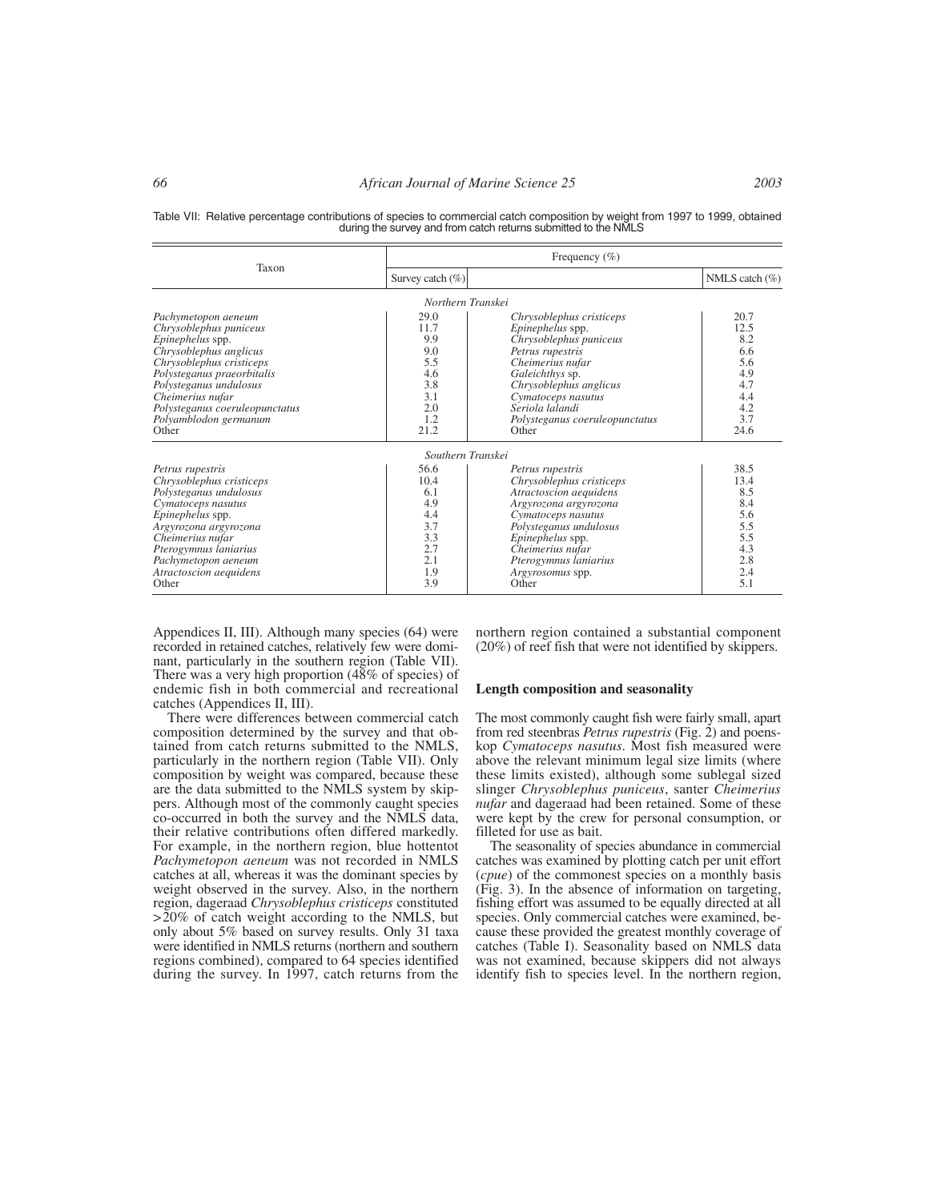Table VII: Relative percentage contributions of species to commercial catch composition by weight from 1997 to 1999, obtained during the survey and from catch returns submitted to the NMLS

| Taxon | Frequency (%) | | |
|---|---|---|---|
| | Survey catch (%) | | NMLS catch (%) |
| *Northern Transkei* | | | |
| *Pachymetopon aeneum* | 29.0 | *Chrysoblephus cristiceps* | 20.7 |
| *Chrysoblephus puniceus* | 11.7 | *Epinephelus* spp. | 12.5 |
| *Epinephelus* spp. | 9.9 | *Chrysoblephus puniceus* | 8.2 |
| *Chrysoblephus anglicus* | 9.0 | *Petrus rupestris* | 6.6 |
| *Chrysoblephus cristiceps* | 5.5 | *Cheimerius nufar* | 5.6 |
| *Polysteganus praeorbitalis* | 4.6 | *Galeichthys* sp. | 4.9 |
| *Polysteganus undulosus* | 3.8 | *Chrysoblephus anglicus* | 4.7 |
| *Cheimerius nufar* | 3.1 | *Cymatoceps nasutus* | 4.4 |
| *Polysteganus coeruleopunctatus* | 2.0 | *Seriola lalandi* | 4.2 |
| *Polyamblodon germanum* | 1.2 | *Polysteganus coeruleopunctatus* | 3.7 |
| Other | 21.2 | Other | 24.6 |
| *Southern Transkei* | | | |
| *Petrus rupestris* | 56.6 | *Petrus rupestris* | 38.5 |
| *Chrysoblephus cristiceps* | 10.4 | *Chrysoblephus cristiceps* | 13.4 |
| *Polysteganus undulosus* | 6.1 | *Atractoscion aequidens* | 8.5 |
| *Cymatoceps nasutus* | 4.9 | *Argyrozona argyrozona* | 8.4 |
| *Epinephelus* spp. | 4.4 | *Cymatoceps nasutus* | 5.6 |
| *Argyrozona argyrozona* | 3.7 | *Polysteganus undulosus* | 5.5 |
| *Cheimerius nufar* | 3.3 | *Epinephelus* spp. | 5.5 |
| *Pterogymnus laniarius* | 2.7 | *Cheimerius nufar* | 4.3 |
| *Pachymetopon aeneum* | 2.1 | *Pterogymnus laniarius* | 2.8 |
| *Atractoscion aequidens* | 1.9 | *Argyrosomus* spp. | 2.4 |
| Other | 3.9 | Other | 5.1 |

Appendices II, III). Although many species (64) were recorded in retained catches, relatively few were dominant, particularly in the southern region (Table VII). There was a very high proportion (48% of species) of endemic fish in both commercial and recreational catches (Appendices II, III).

There were differences between commercial catch composition determined by the survey and that obtained from catch returns submitted to the NMLS, particularly in the northern region (Table VII). Only composition by weight was compared, because these are the data submitted to the NMLS system by skippers. Although most of the commonly caught species co-occurred in both the survey and the NMLS data, their relative contributions often differed markedly. For example, in the northern region, blue hottentot *Pachymetopon aeneum* was not recorded in NMLS catches at all, whereas it was the dominant species by weight observed in the survey. Also, in the northern region, dageraad *Chrysoblephus cristiceps* constituted >20% of catch weight according to the NMLS, but only about 5% based on survey results. Only 31 taxa were identified in NMLS returns (northern and southern regions combined), compared to 64 species identified during the survey. In 1997, catch returns from the northern region contained a substantial component (20%) of reef fish that were not identified by skippers.

### Length composition and seasonality

The most commonly caught fish were fairly small, apart from red steenbras *Petrus rupestris* (Fig. 2) and poenskop *Cymatoceps nasutus*. Most fish measured were above the relevant minimum legal size limits (where these limits existed), although some sublegal sized slinger *Chrysoblephus puniceus*, santer *Cheimerius nufar* and dageraad had been retained. Some of these were kept by the crew for personal consumption, or filleted for use as bait.

The seasonality of species abundance in commercial catches was examined by plotting catch per unit effort (*cpue*) of the commonest species on a monthly basis (Fig. 3). In the absence of information on targeting, fishing effort was assumed to be equally directed at all species. Only commercial catches were examined, because these provided the greatest monthly coverage of catches (Table I). Seasonality based on NMLS data was not examined, because skippers did not always identify fish to species level. In the northern region,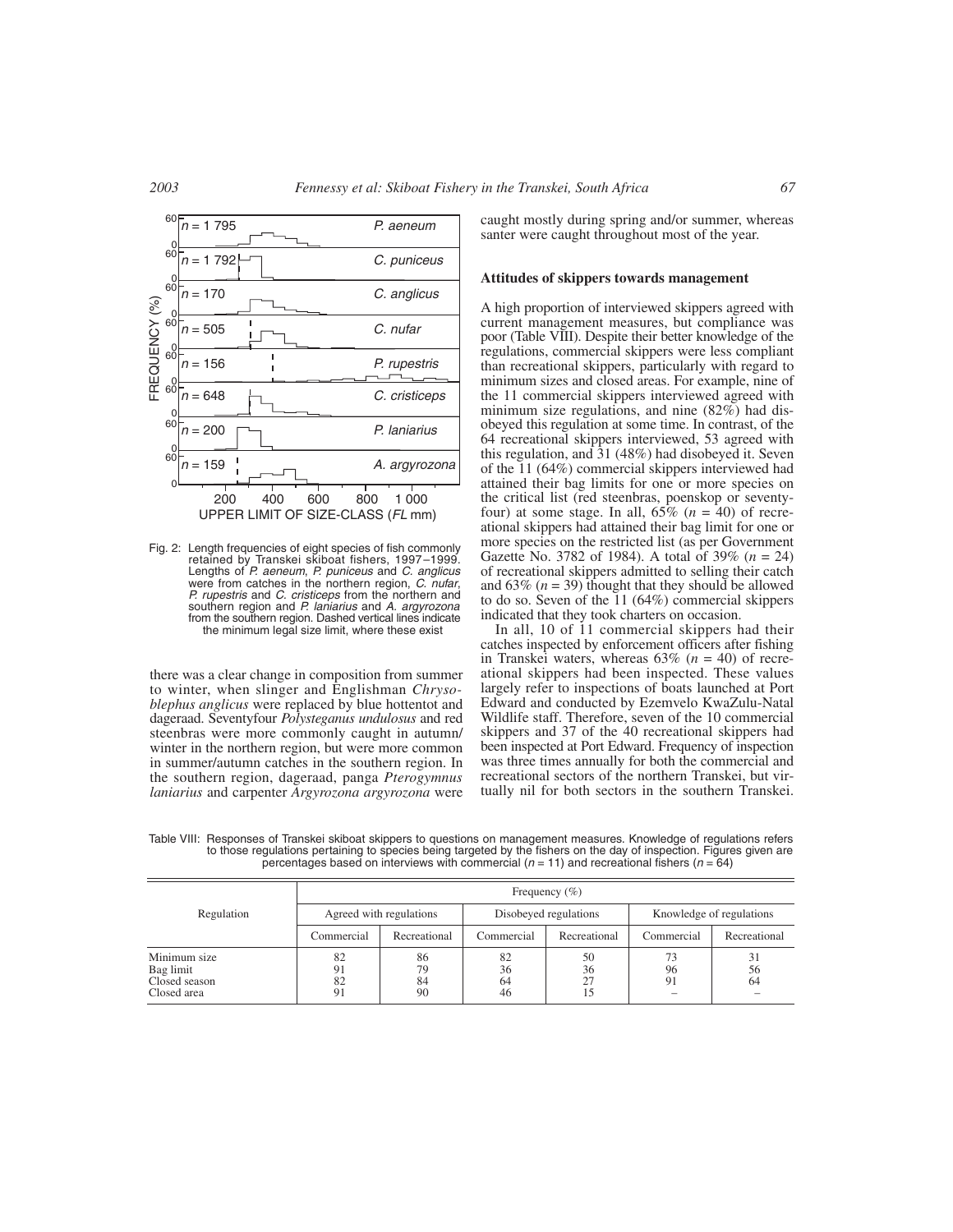Fig. 2: Length frequencies of eight species of fish commonly retained by Transkei skiboat fishers, 1997–1999. Lengths of *P. aeneum*, *P. puniceus* and *C. anglicus* were from catches in the northern region, *C. nufar*, *P. rupestris* and *C. cristiceps* from the northern and southern region and *P. laniarius* and *A. argyrozona* from the southern region. Dashed vertical lines indicate the minimum legal size limit, where these exist

there was a clear change in composition from summer to winter, when slinger and Englishman *Chrysoblephus anglicus* were replaced by blue hottentot and dageraad. Seventyfour *Polysteganus undulosus* and red steenbras were more commonly caught in autumn/winter in the northern region, but were more common in summer/autumn catches in the southern region. In the southern region, dageraad, panga *Pterogymnus laniarius* and carpenter *Argyrozona argyrozona* were caught mostly during spring and/or summer, whereas santer were caught throughout most of the year.

### Attitudes of skippers towards management

A high proportion of interviewed skippers agreed with current management measures, but compliance was poor (Table VIII). Despite their better knowledge of the regulations, commercial skippers were less compliant than recreational skippers, particularly with regard to minimum sizes and closed areas. For example, nine of the 11 commercial skippers interviewed agreed with minimum size regulations, and nine (82%) had disobeyed this regulation at some time. In contrast, of the 64 recreational skippers interviewed, 53 agreed with this regulation, and 31 (48%) had disobeyed it. Seven of the 11 (64%) commercial skippers interviewed had attained their bag limits for one or more species on the critical list (red steenbras, poenskop or seventy-four) at some stage. In all, 65% ($n$ = 40) of recreational skippers had attained their bag limit for one or more species on the restricted list (as per Government Gazette No. 3782 of 1984). A total of 39% ($n$ = 24) of recreational skippers admitted to selling their catch and 63% ($n$ = 39) thought that they should be allowed to do so. Seven of the 11 (64%) commercial skippers indicated that they took charters on occasion.

In all, 10 of 11 commercial skippers had their catches inspected by enforcement officers after fishing in Transkei waters, whereas 63% ($n$ = 40) of recreational skippers had been inspected. These values largely refer to inspections of boats launched at Port Edward and conducted by Ezemvelo KwaZulu-Natal Wildlife staff. Therefore, seven of the 10 commercial skippers and 37 of the 40 recreational skippers had been inspected at Port Edward. Frequency of inspection was three times annually for both the commercial and recreational sectors of the northern Transkei, but virtually nil for both sectors in the southern Transkei.

Table VIII: Responses of Transkei skiboat skippers to questions on management measures. Knowledge of regulations refers to those regulations pertaining to species being targeted by the fishers on the day of inspection. Figures given are percentages based on interviews with commercial ($n$ = 11) and recreational fishers ($n$ = 64)

| Regulation | Frequency (%) | | | | | |
|---|---|---|---|---|---|---|
| | Agreed with regulations | | Disobeyed regulations | | Knowledge of regulations | |
| | Commercial | Recreational | Commercial | Recreational | Commercial | Recreational |
| Minimum size | 82 | 86 | 82 | 50 | 73 | 31 |
| Bag limit | 91 | 79 | 36 | 36 | 96 | 56 |
| Closed season | 82 | 84 | 64 | 27 | 91 | 64 |
| Closed area | 91 | 90 | 46 | 15 | – | – |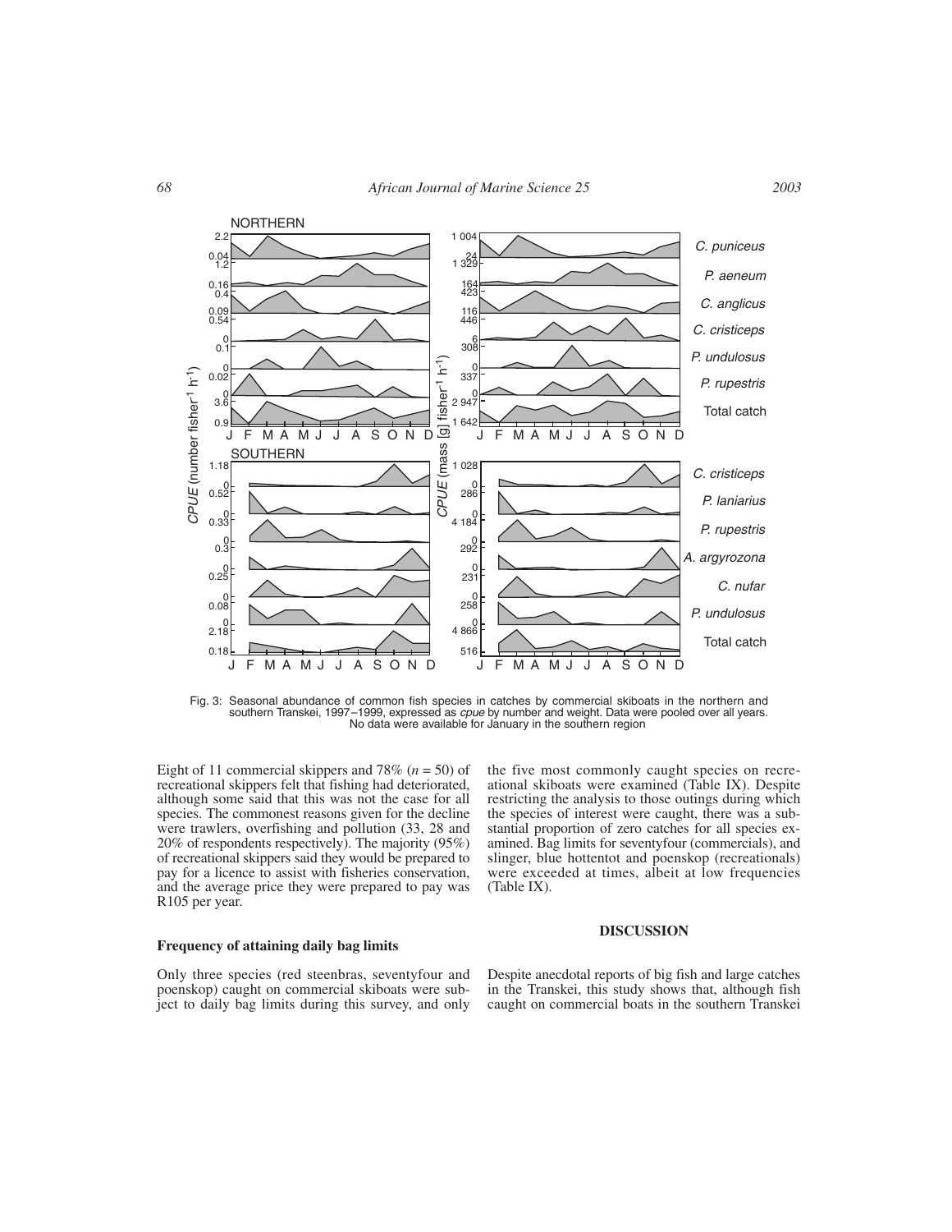Fig. 3: Seasonal abundance of common fish species in catches by commercial skiboats in the northern and southern Transkei, 1997–1999, expressed as *cpue* by number and weight. Data were pooled over all years. No data were available for January in the southern region

Eight of 11 commercial skippers and 78% (*n* = 50) of recreational skippers felt that fishing had deteriorated, although some said that this was not the case for all species. The commonest reasons given for the decline were trawlers, overfishing and pollution (33, 28 and 20% of respondents respectively). The majority (95%) of recreational skippers said they would be prepared to pay for a licence to assist with fisheries conservation, and the average price they were prepared to pay was R105 per year.

### Frequency of attaining daily bag limits

Only three species (red steenbras, seventyfour and poenskop) caught on commercial skiboats were subject to daily bag limits during this survey, and only the five most commonly caught species on recreational skiboats were examined (Table IX). Despite restricting the analysis to those outings during which the species of interest were caught, there was a substantial proportion of zero catches for all species examined. Bag limits for seventyfour (commercials), and slinger, blue hottentot and poenskop (recreationals) were exceeded at times, albeit at low frequencies (Table IX).

## DISCUSSION

Despite anecdotal reports of big fish and large catches in the Transkei, this study shows that, although fish caught on commercial boats in the southern Transkei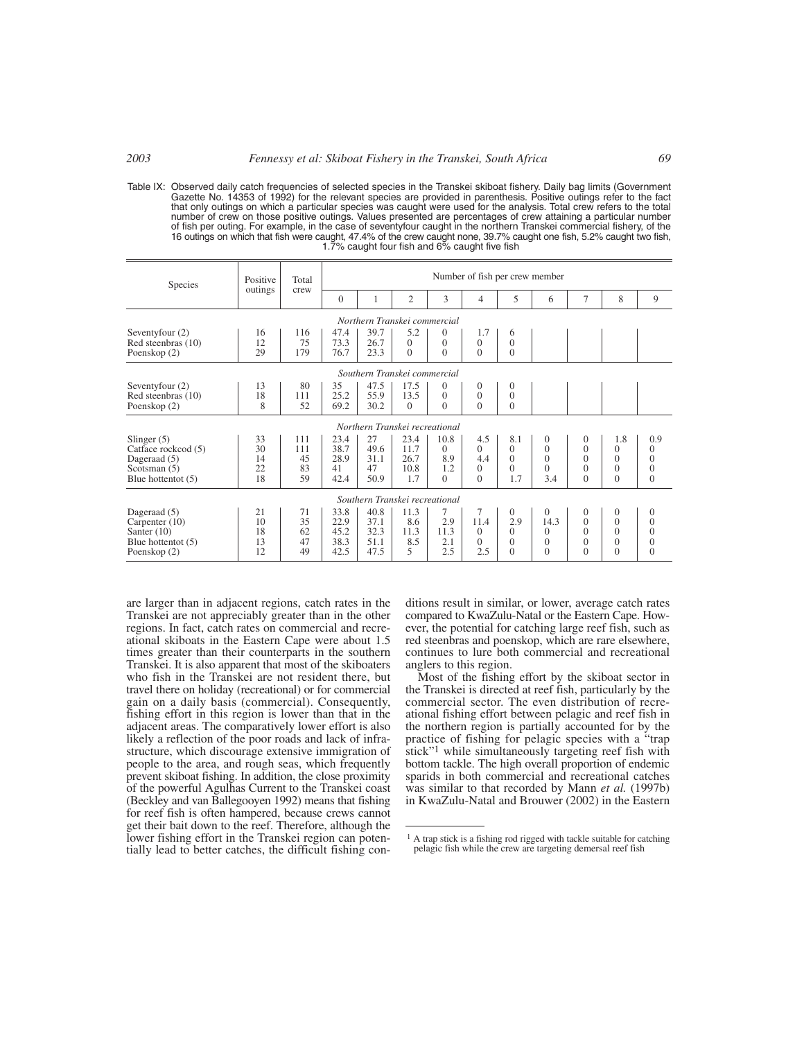Table IX: Observed daily catch frequencies of selected species in the Transkei skiboat fishery. Daily bag limits (Government Gazette No. 14353 of 1992) for the relevant species are provided in parenthesis. Positive outings refer to the fact that only outings on which a particular species was caught were used for the analysis. Total crew refers to the total number of crew on those positive outings. Values presented are percentages of crew attaining a particular number of fish per outing. For example, in the case of seventyfour caught in the northern Transkei commercial fishery, of the 16 outings on which that fish were caught, 47.4% of the crew caught none, 39.7% caught one fish, 5.2% caught two fish, 1.7% caught four fish and 6% caught five fish

| Species | Positive outings | Total crew | Number of fish per crew member | | | | | | | | | |
|---|---|---|---|---|---|---|---|---|---|---|---|---|
| | | | 0 | 1 | 2 | 3 | 4 | 5 | 6 | 7 | 8 | 9 |
| *Northern Transkei commercial* | | | | | | | | | | | | |
| Seventyfour (2) | 16 | 116 | 47.4 | 39.7 | 5.2 | 0 | 1.7 | 6 | | | | |
| Red steenbras (10) | 12 | 75 | 73.3 | 26.7 | 0 | 0 | 0 | 0 | | | | |
| Poenskop (2) | 29 | 179 | 76.7 | 23.3 | 0 | 0 | 0 | 0 | | | | |
| *Southern Transkei commercial* | | | | | | | | | | | | |
| Seventyfour (2) | 13 | 80 | 35 | 47.5 | 17.5 | 0 | 0 | 0 | | | | |
| Red steenbras (10) | 18 | 111 | 25.2 | 55.9 | 13.5 | 0 | 0 | 0 | | | | |
| Poenskop (2) | 8 | 52 | 69.2 | 30.2 | 0 | 0 | 0 | 0 | | | | |
| *Northern Transkei recreational* | | | | | | | | | | | | |
| Slinger (5) | 33 | 111 | 23.4 | 27 | 23.4 | 10.8 | 4.5 | 8.1 | 0 | 0 | 1.8 | 0.9 |
| Catface rockcod (5) | 30 | 111 | 38.7 | 49.6 | 11.7 | 0 | 0 | 0 | 0 | 0 | 0 | 0 |
| Dageraad (5) | 14 | 45 | 28.9 | 31.1 | 26.7 | 8.9 | 4.4 | 0 | 0 | 0 | 0 | 0 |
| Scotsman (5) | 22 | 83 | 41 | 47 | 10.8 | 1.2 | 0 | 0 | 0 | 0 | 0 | 0 |
| Blue hottentot (5) | 18 | 59 | 42.4 | 50.9 | 1.7 | 0 | 0 | 1.7 | 3.4 | 0 | 0 | 0 |
| *Southern Transkei recreational* | | | | | | | | | | | | |
| Dageraad (5) | 21 | 71 | 33.8 | 40.8 | 11.3 | 7 | 7 | 0 | 0 | 0 | 0 | 0 |
| Carpenter (10) | 10 | 35 | 22.9 | 37.1 | 8.6 | 2.9 | 11.4 | 2.9 | 14.3 | 0 | 0 | 0 |
| Santer (10) | 18 | 62 | 45.2 | 32.3 | 11.3 | 11.3 | 0 | 0 | 0 | 0 | 0 | 0 |
| Blue hottentot (5) | 13 | 47 | 38.3 | 51.1 | 8.5 | 2.1 | 0 | 0 | 0 | 0 | 0 | 0 |
| Poenskop (2) | 12 | 49 | 42.5 | 47.5 | 5 | 2.5 | 2.5 | 0 | 0 | 0 | 0 | 0 |

are larger than in adjacent regions, catch rates in the Transkei are not appreciably greater than in the other regions. In fact, catch rates on commercial and recreational skiboats in the Eastern Cape were about 1.5 times greater than their counterparts in the southern Transkei. It is also apparent that most of the skiboaters who fish in the Transkei are not resident there, but travel there on holiday (recreational) or for commercial gain on a daily basis (commercial). Consequently, fishing effort in this region is lower than that in the adjacent areas. The comparatively lower effort is also likely a reflection of the poor roads and lack of infrastructure, which discourage extensive immigration of people to the area, and rough seas, which frequently prevent skiboat fishing. In addition, the close proximity of the powerful Agulhas Current to the Transkei coast (Beckley and van Ballegooyen 1992) means that fishing for reef fish is often hampered, because crews cannot get their bait down to the reef. Therefore, although the lower fishing effort in the Transkei region can potentially lead to better catches, the difficult fishing conditions result in similar, or lower, average catch rates compared to KwaZulu-Natal or the Eastern Cape. However, the potential for catching large reef fish, such as red steenbras and poenskop, which are rare elsewhere, continues to lure both commercial and recreational anglers to this region.

Most of the fishing effort by the skiboat sector in the Transkei is directed at reef fish, particularly by the commercial sector. The even distribution of recreational fishing effort between pelagic and reef fish in the northern region is partially accounted for by the practice of fishing for pelagic species with a "trap stick"[1] while simultaneously targeting reef fish with bottom tackle. The high overall proportion of endemic sparids in both commercial and recreational catches was similar to that recorded by Mann *et al.* (1997b) in KwaZulu-Natal and Brouwer (2002) in the Eastern

[1] A trap stick is a fishing rod rigged with tackle suitable for catching pelagic fish while the crew are targeting demersal reef fish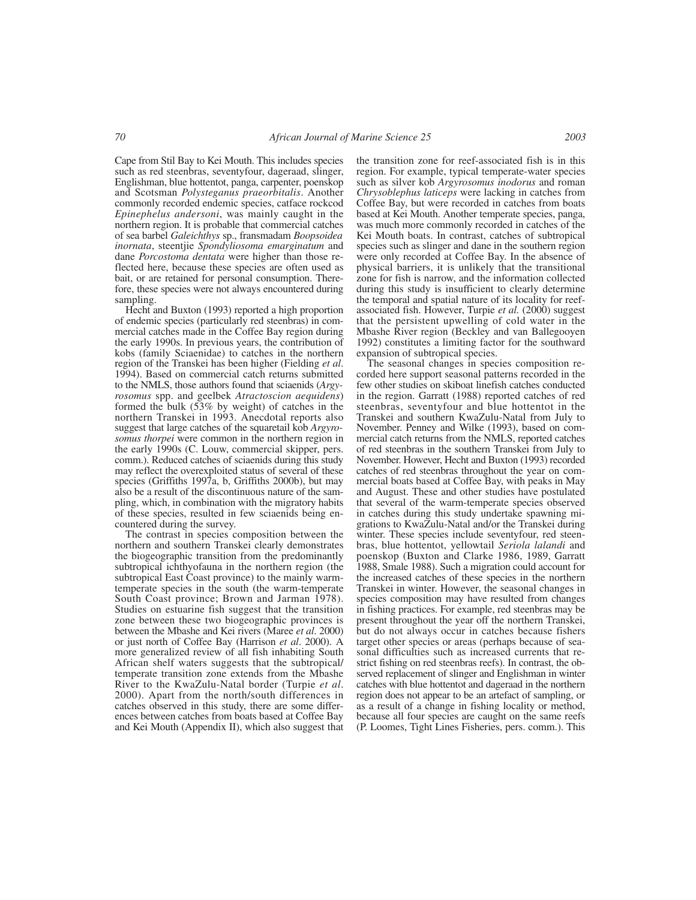Cape from Stil Bay to Kei Mouth. This includes species such as red steenbras, seventyfour, dageraad, slinger, Englishman, blue hottentot, panga, carpenter, poenskop and Scotsman *Polysteganus praeorbitalis*. Another commonly recorded endemic species, catface rockcod *Epinephelus andersoni*, was mainly caught in the northern region. It is probable that commercial catches of sea barbel *Galeichthys* sp., fransmadam *Boopsoidea inornata*, steentjie *Spondyliosoma emarginatum* and dane *Porcostoma dentata* were higher than those reflected here, because these species are often used as bait, or are retained for personal consumption. Therefore, these species were not always encountered during sampling.

Hecht and Buxton (1993) reported a high proportion of endemic species (particularly red steenbras) in commercial catches made in the Coffee Bay region during the early 1990s. In previous years, the contribution of kobs (family Sciaenidae) to catches in the northern region of the Transkei has been higher (Fielding *et al*. 1994). Based on commercial catch returns submitted to the NMLS, those authors found that sciaenids (*Argyrosomus* spp. and geelbek *Atractoscion aequidens*) formed the bulk (53% by weight) of catches in the northern Transkei in 1993. Anecdotal reports also suggest that large catches of the squaretail kob *Argyrosomus thorpei* were common in the northern region in the early 1990s (C. Louw, commercial skipper, pers. comm.). Reduced catches of sciaenids during this study may reflect the overexploited status of several of these species (Griffiths 1997a, b, Griffiths 2000b), but may also be a result of the discontinuous nature of the sampling, which, in combination with the migratory habits of these species, resulted in few sciaenids being encountered during the survey.

The contrast in species composition between the northern and southern Transkei clearly demonstrates the biogeographic transition from the predominantly subtropical ichthyofauna in the northern region (the subtropical East Coast province) to the mainly warm-temperate species in the south (the warm-temperate South Coast province; Brown and Jarman 1978). Studies on estuarine fish suggest that the transition zone between these two biogeographic provinces is between the Mbashe and Kei rivers (Maree *et al*. 2000) or just north of Coffee Bay (Harrison *et al*. 2000). A more generalized review of all fish inhabiting South African shelf waters suggests that the subtropical/temperate transition zone extends from the Mbashe River to the KwaZulu-Natal border (Turpie *et al*. 2000). Apart from the north/south differences in catches observed in this study, there are some differences between catches from boats based at Coffee Bay and Kei Mouth (Appendix II), which also suggest that the transition zone for reef-associated fish is in this region. For example, typical temperate-water species such as silver kob *Argyrosomus inodorus* and roman *Chrysoblephus laticeps* were lacking in catches from Coffee Bay, but were recorded in catches from boats based at Kei Mouth. Another temperate species, panga, was much more commonly recorded in catches of the Kei Mouth boats. In contrast, catches of subtropical species such as slinger and dane in the southern region were only recorded at Coffee Bay. In the absence of physical barriers, it is unlikely that the transitional zone for fish is narrow, and the information collected during this study is insufficient to clearly determine the temporal and spatial nature of its locality for reef-associated fish. However, Turpie *et al*. (2000) suggest that the persistent upwelling of cold water in the Mbashe River region (Beckley and van Ballegooyen 1992) constitutes a limiting factor for the southward expansion of subtropical species.

The seasonal changes in species composition recorded here support seasonal patterns recorded in the few other studies on skiboat linefish catches conducted in the region. Garratt (1988) reported catches of red steenbras, seventyfour and blue hottentot in the Transkei and southern KwaZulu-Natal from July to November. Penney and Wilke (1993), based on commercial catch returns from the NMLS, reported catches of red steenbras in the southern Transkei from July to November. However, Hecht and Buxton (1993) recorded catches of red steenbras throughout the year on commercial boats based at Coffee Bay, with peaks in May and August. These and other studies have postulated that several of the warm-temperate species observed in catches during this study undertake spawning migrations to KwaZulu-Natal and/or the Transkei during winter. These species include seventyfour, red steenbras, blue hottentot, yellowtail *Seriola lalandi* and poenskop (Buxton and Clarke 1986, 1989, Garratt 1988, Smale 1988). Such a migration could account for the increased catches of these species in the northern Transkei in winter. However, the seasonal changes in species composition may have resulted from changes in fishing practices. For example, red steenbras may be present throughout the year off the northern Transkei, but do not always occur in catches because fishers target other species or areas (perhaps because of seasonal difficulties such as increased currents that restrict fishing on red steenbras reefs). In contrast, the observed replacement of slinger and Englishman in winter catches with blue hottentot and dageraad in the northern region does not appear to be an artefact of sampling, or as a result of a change in fishing locality or method, because all four species are caught on the same reefs (P. Loomes, Tight Lines Fisheries, pers. comm.). This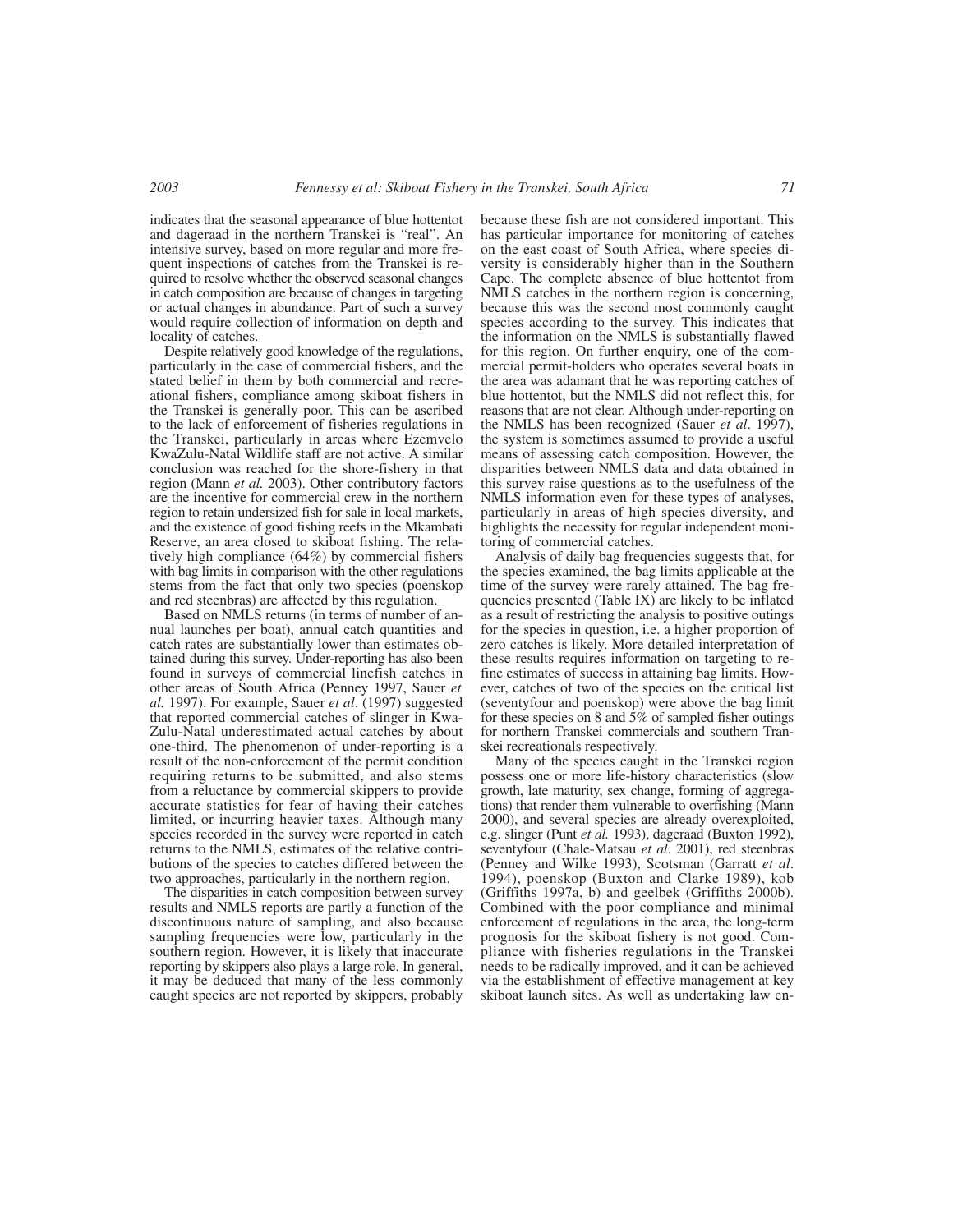indicates that the seasonal appearance of blue hottentot and dageraad in the northern Transkei is "real". An intensive survey, based on more regular and more frequent inspections of catches from the Transkei is required to resolve whether the observed seasonal changes in catch composition are because of changes in targeting or actual changes in abundance. Part of such a survey would require collection of information on depth and locality of catches.

Despite relatively good knowledge of the regulations, particularly in the case of commercial fishers, and the stated belief in them by both commercial and recreational fishers, compliance among skiboat fishers in the Transkei is generally poor. This can be ascribed to the lack of enforcement of fisheries regulations in the Transkei, particularly in areas where Ezemvelo KwaZulu-Natal Wildlife staff are not active. A similar conclusion was reached for the shore-fishery in that region (Mann *et al.* 2003). Other contributory factors are the incentive for commercial crew in the northern region to retain undersized fish for sale in local markets, and the existence of good fishing reefs in the Mkambati Reserve, an area closed to skiboat fishing. The relatively high compliance (64%) by commercial fishers with bag limits in comparison with the other regulations stems from the fact that only two species (poenskop and red steenbras) are affected by this regulation.

Based on NMLS returns (in terms of number of annual launches per boat), annual catch quantities and catch rates are substantially lower than estimates obtained during this survey. Under-reporting has also been found in surveys of commercial linefish catches in other areas of South Africa (Penney 1997, Sauer *et al.* 1997). For example, Sauer *et al*. (1997) suggested that reported commercial catches of slinger in KwaZulu-Natal underestimated actual catches by about one-third. The phenomenon of under-reporting is a result of the non-enforcement of the permit condition requiring returns to be submitted, and also stems from a reluctance by commercial skippers to provide accurate statistics for fear of having their catches limited, or incurring heavier taxes. Although many species recorded in the survey were reported in catch returns to the NMLS, estimates of the relative contributions of the species to catches differed between the two approaches, particularly in the northern region.

The disparities in catch composition between survey results and NMLS reports are partly a function of the discontinuous nature of sampling, and also because sampling frequencies were low, particularly in the southern region. However, it is likely that inaccurate reporting by skippers also plays a large role. In general, it may be deduced that many of the less commonly caught species are not reported by skippers, probably because these fish are not considered important. This has particular importance for monitoring of catches on the east coast of South Africa, where species diversity is considerably higher than in the Southern Cape. The complete absence of blue hottentot from NMLS catches in the northern region is concerning, because this was the second most commonly caught species according to the survey. This indicates that the information on the NMLS is substantially flawed for this region. On further enquiry, one of the commercial permit-holders who operates several boats in the area was adamant that he was reporting catches of blue hottentot, but the NMLS did not reflect this, for reasons that are not clear. Although under-reporting on the NMLS has been recognized (Sauer *et al*. 1997), the system is sometimes assumed to provide a useful means of assessing catch composition. However, the disparities between NMLS data and data obtained in this survey raise questions as to the usefulness of the NMLS information even for these types of analyses, particularly in areas of high species diversity, and highlights the necessity for regular independent monitoring of commercial catches.

Analysis of daily bag frequencies suggests that, for the species examined, the bag limits applicable at the time of the survey were rarely attained. The bag frequencies presented (Table IX) are likely to be inflated as a result of restricting the analysis to positive outings for the species in question, i.e. a higher proportion of zero catches is likely. More detailed interpretation of these results requires information on targeting to refine estimates of success in attaining bag limits. However, catches of two of the species on the critical list (seventyfour and poenskop) were above the bag limit for these species on 8 and 5% of sampled fisher outings for northern Transkei commercials and southern Transkei recreationals respectively.

Many of the species caught in the Transkei region possess one or more life-history characteristics (slow growth, late maturity, sex change, forming of aggregations) that render them vulnerable to overfishing (Mann 2000), and several species are already overexploited, e.g. slinger (Punt *et al.* 1993), dageraad (Buxton 1992), seventyfour (Chale-Matsau *et al*. 2001), red steenbras (Penney and Wilke 1993), Scotsman (Garratt *et al*. 1994), poenskop (Buxton and Clarke 1989), kob (Griffiths 1997a, b) and geelbek (Griffiths 2000b). Combined with the poor compliance and minimal enforcement of regulations in the area, the long-term prognosis for the skiboat fishery is not good. Compliance with fisheries regulations in the Transkei needs to be radically improved, and it can be achieved via the establishment of effective management at key skiboat launch sites. As well as undertaking law en-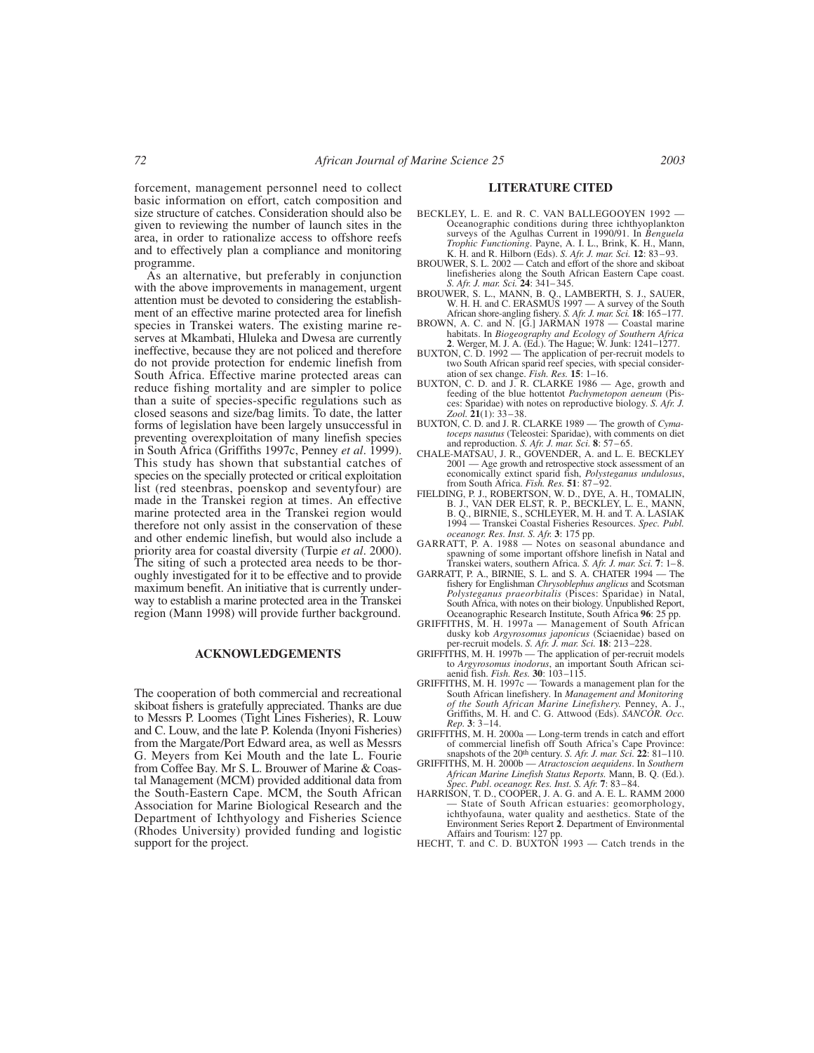forcement, management personnel need to collect basic information on effort, catch composition and size structure of catches. Consideration should also be given to reviewing the number of launch sites in the area, in order to rationalize access to offshore reefs and to effectively plan a compliance and monitoring programme.

As an alternative, but preferably in conjunction with the above improvements in management, urgent attention must be devoted to considering the establishment of an effective marine protected area for linefish species in Transkei waters. The existing marine reserves at Mkambati, Hluleka and Dwesa are currently ineffective, because they are not policed and therefore do not provide protection for endemic linefish from South Africa. Effective marine protected areas can reduce fishing mortality and are simpler to police than a suite of species-specific regulations such as closed seasons and size/bag limits. To date, the latter forms of legislation have been largely unsuccessful in preventing overexploitation of many linefish species in South Africa (Griffiths 1997c, Penney *et al*. 1999). This study has shown that substantial catches of species on the specially protected or critical exploitation list (red steenbras, poenskop and seventyfour) are made in the Transkei region at times. An effective marine protected area in the Transkei region would therefore not only assist in the conservation of these and other endemic linefish, but would also include a priority area for coastal diversity (Turpie *et al*. 2000). The siting of such a protected area needs to be thoroughly investigated for it to be effective and to provide maximum benefit. An initiative that is currently underway to establish a marine protected area in the Transkei region (Mann 1998) will provide further background.

## ACKNOWLEDGEMENTS

The cooperation of both commercial and recreational skiboat fishers is gratefully appreciated. Thanks are due to Messrs P. Loomes (Tight Lines Fisheries), R. Louw and C. Louw, and the late P. Kolenda (Inyoni Fisheries) from the Margate/Port Edward area, as well as Messrs G. Meyers from Kei Mouth and the late L. Fourie from Coffee Bay. Mr S. L. Brouwer of Marine & Coastal Management (MCM) provided additional data from the South-Eastern Cape. MCM, the South African Association for Marine Biological Research and the Department of Ichthyology and Fisheries Science (Rhodes University) provided funding and logistic support for the project.

## LITERATURE CITED

BECKLEY, L. E. and R. C. VAN BALLEGOOYEN 1992 — Oceanographic conditions during three ichthyoplankton surveys of the Agulhas Current in 1990/91. In *Benguela Trophic Functioning*. Payne, A. I. L., Brink, K. H., Mann, K. H. and R. Hilborn (Eds). *S. Afr. J. mar. Sci.* **12**: 83–93.

BROUWER, S. L. 2002 — Catch and effort of the shore and skiboat linefisheries along the South African Eastern Cape coast. *S. Afr. J. mar. Sci.* **24**: 341–345.

BROUWER, S. L., MANN, B. Q., LAMBERTH, S. J., SAUER, W. H. H. and C. ERASMUS 1997 — A survey of the South African shore-angling fishery. *S. Afr. J. mar. Sci.* **18**: 165–177.

BROWN, A. C. and N. [G.] JARMAN 1978 — Coastal marine habitats. In *Biogeography and Ecology of Southern Africa* **2**. Werger, M. J. A. (Ed.). The Hague; W. Junk: 1241–1277.

BUXTON, C. D. 1992 — The application of per-recruit models to two South African sparid reef species, with special consideration of sex change. *Fish. Res.* **15**: 1–16.

BUXTON, C. D. and J. R. CLARKE 1986 — Age, growth and feeding of the blue hottentot *Pachymetopon aeneum* (Pisces: Sparidae) with notes on reproductive biology. *S. Afr. J. Zool.* **21**(1): 33–38.

BUXTON, C. D. and J. R. CLARKE 1989 — The growth of *Cymatoceps nasutus* (Teleostei: Sparidae), with comments on diet and reproduction. *S. Afr. J. mar. Sci.* **8**: 57–65.

CHALE-MATSAU, J. R., GOVENDER, A. and L. E. BECKLEY 2001 — Age growth and retrospective stock assessment of an economically extinct sparid fish, *Polysteganus undulosus*, from South Africa. *Fish. Res.* **51**: 87–92.

FIELDING, P. J., ROBERTSON, W. D., DYE, A. H., TOMALIN, B. J., VAN DER ELST, R. P., BECKLEY, L. E., MANN, B. Q., BIRNIE, S., SCHLEYER, M. H. and T. A. LASIAK 1994 — Transkei Coastal Fisheries Resources. *Spec. Publ. oceanogr. Res. Inst. S. Afr.* **3**: 175 pp.

GARRATT, P. A. 1988 — Notes on seasonal abundance and spawning of some important offshore linefish in Natal and Transkei waters, southern Africa. *S. Afr. J. mar. Sci.* **7**: 1–8.

GARRATT, P. A., BIRNIE, S. L. and S. A. CHATER 1994 — The fishery for Englishman *Chrysoblephus anglicus* and Scotsman *Polysteganus praeorbitalis* (Pisces: Sparidae) in Natal, South Africa, with notes on their biology. Unpublished Report, Oceanographic Research Institute, South Africa **96**: 25 pp.

GRIFFITHS, M. H. 1997a — Management of South African dusky kob *Argyrosomus japonicus* (Sciaenidae) based on per-recruit models. *S. Afr. J. mar. Sci.* **18**: 213–228.

GRIFFITHS, M. H. 1997b — The application of per-recruit models to *Argyrosomus inodorus*, an important South African sciaenid fish. *Fish. Res.* **30**: 103–115.

GRIFFITHS, M. H. 1997c — Towards a management plan for the South African linefishery. In *Management and Monitoring of the South African Marine Linefishery.* Penney, A. J., Griffiths, M. H. and C. G. Attwood (Eds). *SANCOR. Occ. Rep.* **3**: 3–14.

GRIFFITHS, M. H. 2000a — Long-term trends in catch and effort of commercial linefish off South Africa's Cape Province: snapshots of the 20th century. *S. Afr. J. mar. Sci.* **22**: 81–110.

GRIFFITHS, M. H. 2000b — *Atractoscion aequidens*. In *Southern African Marine Linefish Status Reports.* Mann, B. Q. (Ed.). *Spec. Publ. oceanogr. Res. Inst. S. Afr.* **7**: 83–84.

HARRISON, T. D., COOPER, J. A. G. and A. E. L. RAMM 2000 — State of South African estuaries: geomorphology, ichthyofauna, water quality and aesthetics. State of the Environment Series Report **2**. Department of Environmental Affairs and Tourism: 127 pp.

HECHT, T. and C. D. BUXTON 1993 — Catch trends in the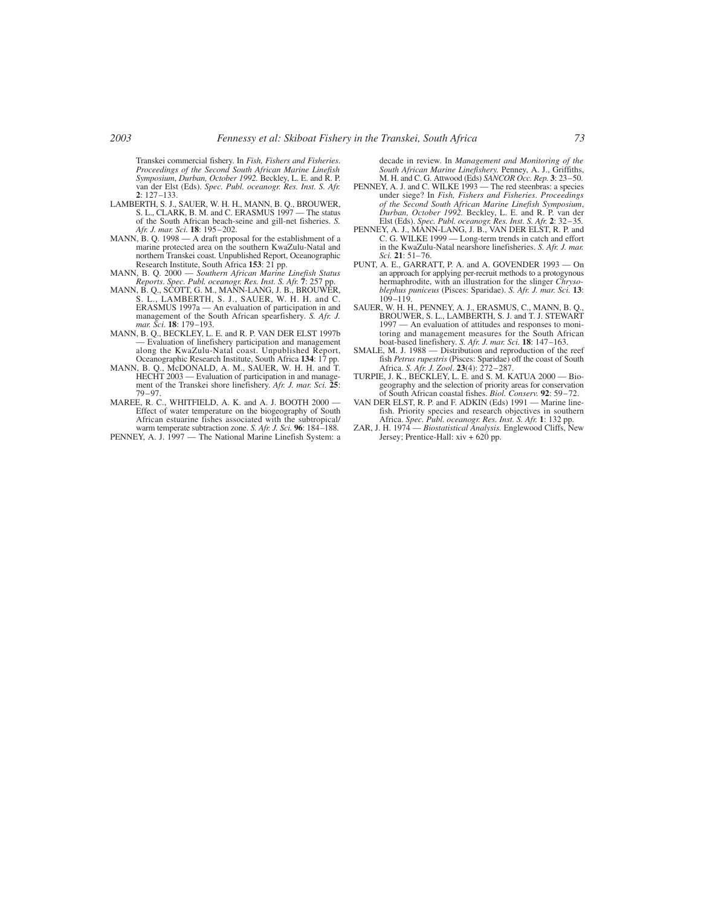Transkei commercial fishery. In *Fish, Fishers and Fisheries. Proceedings of the Second South African Marine Linefish Symposium, Durban, October 1992.* Beckley, L. E. and R. P. van der Elst (Eds). *Spec. Publ. oceanogr. Res. Inst. S. Afr.* **2**: 127–133.

LAMBERTH, S. J., SAUER, W. H. H., MANN, B. Q., BROUWER, S. L., CLARK, B. M. and C. ERASMUS 1997 — The status of the South African beach-seine and gill-net fisheries. *S. Afr. J. mar. Sci.* **18**: 195–202.

MANN, B. Q. 1998 — A draft proposal for the establishment of a marine protected area on the southern KwaZulu-Natal and northern Transkei coast. Unpublished Report, Oceanographic Research Institute, South Africa **153**: 21 pp.

MANN, B. Q. 2000 — *Southern African Marine Linefish Status Reports*. *Spec. Publ. oceanogr. Res. Inst. S. Afr.* **7**: 257 pp.

MANN, B. Q., SCOTT, G. M., MANN-LANG, J. B., BROUWER, S. L., LAMBERTH, S. J., SAUER, W. H. H. and C. ERASMUS 1997a — An evaluation of participation in and management of the South African spearfishery. *S. Afr. J. mar. Sci.* **18**: 179–193.

MANN, B. Q., BECKLEY, L. E. and R. P. VAN DER ELST 1997b — Evaluation of linefishery participation and management along the KwaZulu-Natal coast. Unpublished Report, Oceanographic Research Institute, South Africa **134**: 17 pp.

MANN, B. Q., McDONALD, A. M., SAUER, W. H. H. and T. HECHT 2003 — Evaluation of participation in and management of the Transkei shore linefishery. *Afr. J. mar. Sci.* **25**: 79–97.

MAREE, R. C., WHITFIELD, A. K. and A. J. BOOTH 2000 — Effect of water temperature on the biogeography of South African estuarine fishes associated with the subtropical/warm temperate subtraction zone. *S. Afr. J. Sci.* **96**: 184–188.

PENNEY, A. J. 1997 — The National Marine Linefish System: a decade in review. In *Management and Monitoring of the South African Marine Linefishery.* Penney, A. J., Griffiths, M. H. and C. G. Attwood (Eds) *SANCOR Occ. Rep.* **3**: 23–50.

PENNEY, A. J. and C. WILKE 1993 — The red steenbras: a species under siege? In *Fish, Fishers and Fisheries. Proceedings of the Second South African Marine Linefish Symposium, Durban, October 1992.* Beckley, L. E. and R. P. van der Elst (Eds). *Spec. Publ. oceanogr. Res. Inst. S. Afr.* **2**: 32–35.

PENNEY, A. J., MANN-LANG, J. B., VAN DER ELST, R. P. and C. G. WILKE 1999 — Long-term trends in catch and effort in the KwaZulu-Natal nearshore linefisheries. *S. Afr. J. mar. Sci.* **21**: 51–76.

PUNT, A. E., GARRATT, P. A. and A. GOVENDER 1993 — On an approach for applying per-recruit methods to a protogynous hermaphrodite, with an illustration for the slinger *Chrysoblephus puniceus* (Pisces: Sparidae). *S. Afr. J. mar. Sci.* **13**: 109–119.

SAUER, W. H. H., PENNEY, A. J., ERASMUS, C., MANN, B. Q., BROUWER, S. L., LAMBERTH, S. J. and T. J. STEWART 1997 — An evaluation of attitudes and responses to monitoring and management measures for the South African boat-based linefishery. *S. Afr. J. mar. Sci.* **18**: 147–163.

SMALE, M. J. 1988 — Distribution and reproduction of the reef fish *Petrus rupestris* (Pisces: Sparidae) off the coast of South Africa. *S. Afr. J. Zool*. **23**(4): 272–287.

TURPIE, J. K., BECKLEY, L. E. and S. M. KATUA 2000 — Biogeography and the selection of priority areas for conservation of South African coastal fishes. *Biol. Conserv.* **92**: 59–72.

VAN DER ELST, R. P. and F. ADKIN (Eds) 1991 — Marine linefish. Priority species and research objectives in southern Africa. *Spec. Publ. oceanogr. Res. Inst. S. Afr.* **1**: 132 pp.

ZAR, J. H. 1974 — *Biostatistical Analysis.* Englewood Cliffs, New Jersey; Prentice-Hall: xiv + 620 pp.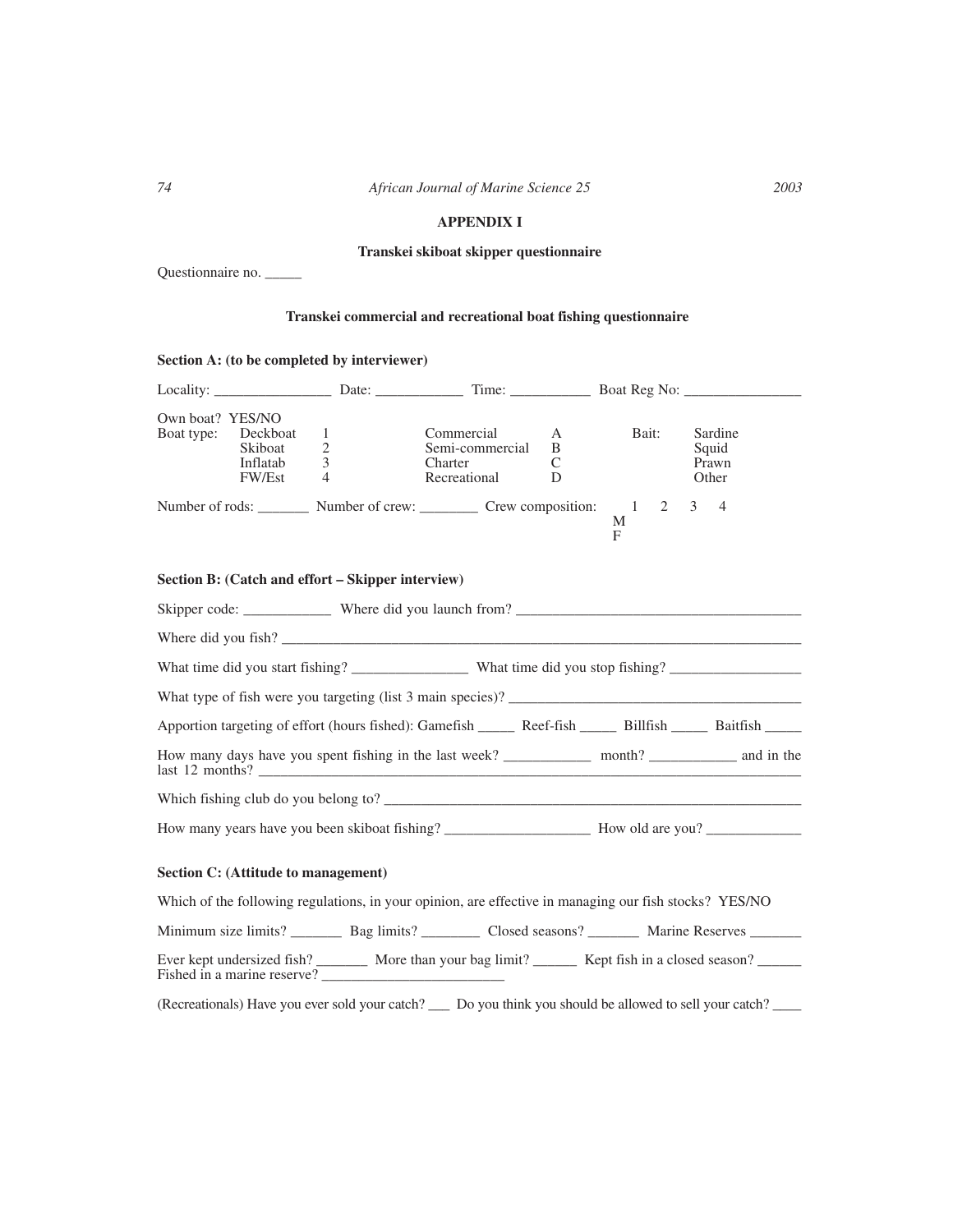## APPENDIX I

### Transkei skiboat skipper questionnaire

Questionnaire no. _____

### Transkei commercial and recreational boat fishing questionnaire

**Section A: (to be completed by interviewer)**

Locality: ________________ Date: ____________ Time: ___________ Boat Reg No: ________________

Own boat? YES/NO

| Boat type: | | | | | Bait: |
|---|---|---|---|---|---|
| Deckboat | 1 | Commercial | A | | Sardine |
| Skiboat | 2 | Semi-commercial | B | | Squid |
| Inflatab | 3 | Charter | C | | Prawn |
| FW/Est | 4 | Recreational | D | | Other |

Number of rods: _______ Number of crew: ________ Crew composition:

| | 1 | 2 | 3 | 4 |
|---|---|---|---|---|
| M | | | | |
| F | | | | |

**Section B: (Catch and effort – Skipper interview)**

Skipper code: ____________ Where did you launch from? _______________________________________

Where did you fish? ___________________________________________________________________________

What time did you start fishing? ________________ What time did you stop fishing? __________________

What type of fish were you targeting (list 3 main species)? _________________________________________

Apportion targeting of effort (hours fished): Gamefish _____ Reef-fish _____ Billfish _____ Baitfish _____

How many days have you spent fishing in the last week? ____________ month? ____________ and in the last 12 months? ________________________________________________________________________

Which fishing club do you belong to? __________________________________________________________

How many years have you been skiboat fishing? ____________________ How old are you? _____________

**Section C: (Attitude to management)**

Which of the following regulations, in your opinion, are effective in managing our fish stocks? YES/NO

Minimum size limits? _______ Bag limits? ________ Closed seasons? _______ Marine Reserves _______

Ever kept undersized fish? _______ More than your bag limit? ______ Kept fish in a closed season? ______ Fished in a marine reserve? _________________________

(Recreationals) Have you ever sold your catch? ___ Do you think you should be allowed to sell your catch? ____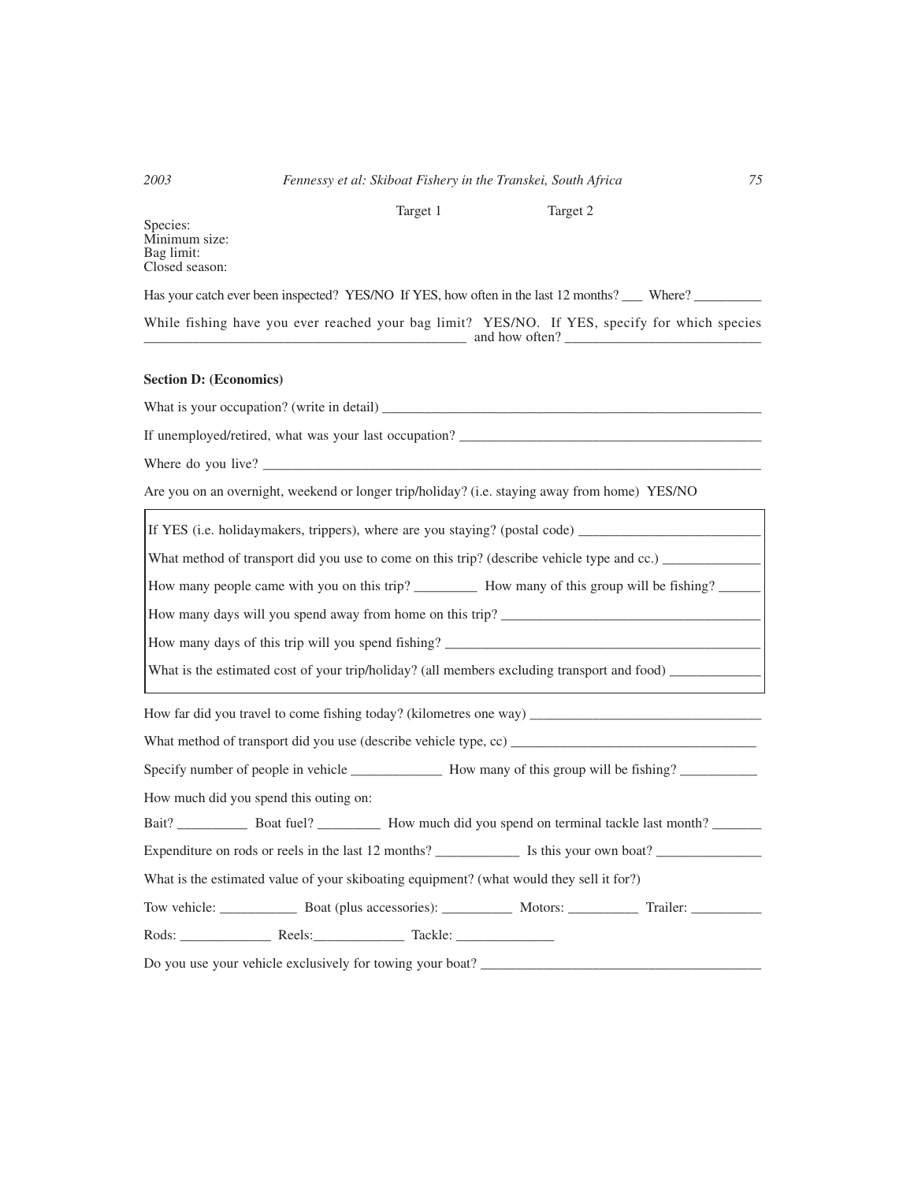| | Target 1 | Target 2 |
|---|---|---|
| Species: | | |
| Minimum size: | | |
| Bag limit: | | |
| Closed season: | | |

Has your catch ever been inspected? YES/NO If YES, how often in the last 12 months? ___ Where? __________

While fishing have you ever reached your bag limit? YES/NO. If YES, specify for which species ______________________________________________ and how often? ____________________________

**Section D: (Economics)**

What is your occupation? (write in detail) __________________________________________________________

If unemployed/retired, what was your last occupation? ____________________________________________

Where do you live? _________________________________________________________________________

Are you on an overnight, weekend or longer trip/holiday? (i.e. staying away from home) YES/NO

If YES (i.e. holidaymakers, trippers), where are you staying? (postal code) ___________________________

What method of transport did you use to come on this trip? (describe vehicle type and cc.) ______________

How many people came with you on this trip? _________ How many of this group will be fishing? ______

How many days will you spend away from home on this trip? ______________________________________

How many days of this trip will you spend fishing? _____________________________________________

What is the estimated cost of your trip/holiday? (all members excluding transport and food) _____________

How far did you travel to come fishing today? (kilometres one way) __________________________________

What method of transport did you use (describe vehicle type, cc) ___________________________________

Specify number of people in vehicle _____________ How many of this group will be fishing? ___________

How much did you spend this outing on:

Bait? __________ Boat fuel? _________ How much did you spend on terminal tackle last month? _______

Expenditure on rods or reels in the last 12 months? ____________ Is this your own boat? _______________

What is the estimated value of your skiboating equipment? (what would they sell it for?)

Tow vehicle: ___________ Boat (plus accessories): __________ Motors: __________ Trailer: __________

Rods: _____________ Reels:_____________ Tackle: ______________

Do you use your vehicle exclusively for towing your boat? _________________________________________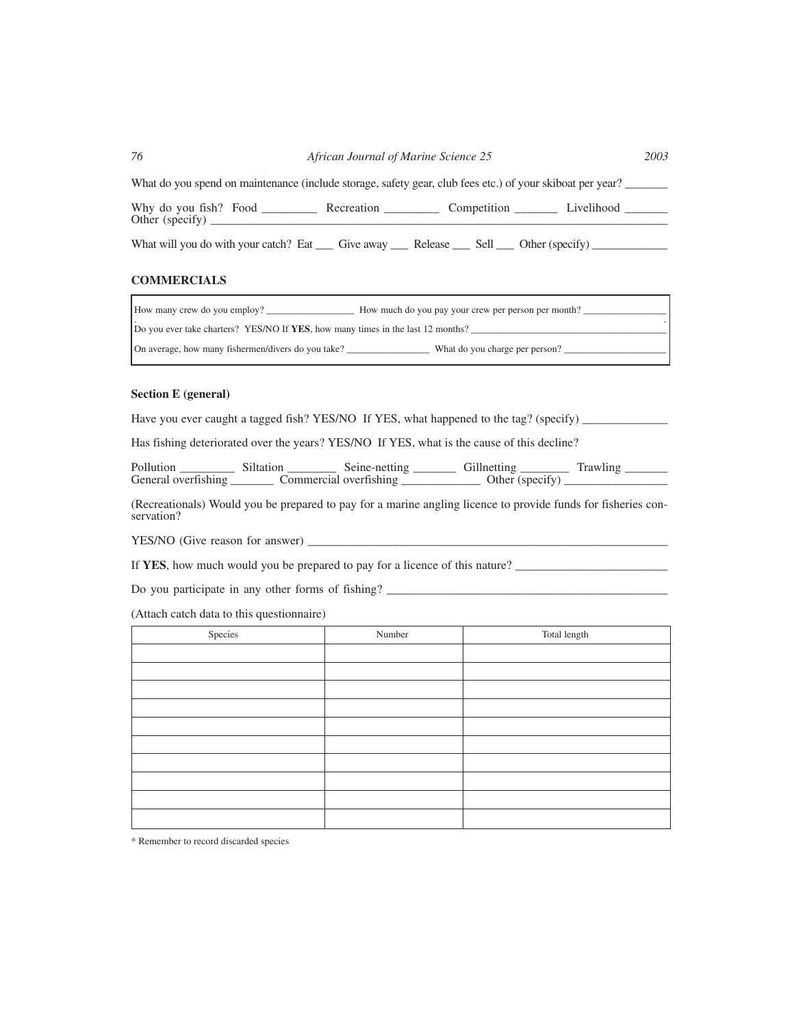What do you spend on maintenance (include storage, safety gear, club fees etc.) of your skiboat per year? _______

Why do you fish? Food _________ Recreation _________ Competition _______ Livelihood _______
Other (specify) ___________________________________________________________________________

What will you do with your catch? Eat ___ Give away ___ Release ___ Sell ___ Other (specify) ____________

### COMMERCIALS

How many crew do you employ? _________________ How much do you pay your crew per person per month? ________________

Do you ever take charters? YES/NO If **YES**, how many times in the last 12 months? ______________________________________

On average, how many fishermen/divers do you take? ________________ What do you charge per person? ____________________

### Section E (general)

Have you ever caught a tagged fish? YES/NO If YES, what happened to the tag? (specify) ______________

Has fishing deteriorated over the years? YES/NO If YES, what is the cause of this decline?

Pollution _________ Siltation ________ Seine-netting _______ Gillnetting ________ Trawling _______
General overfishing _______ Commercial overfishing _____________ Other (specify) ________________

(Recreationals) Would you be prepared to pay for a marine angling licence to provide funds for fisheries conservation?

YES/NO (Give reason for answer) ____________________________________________________________

If **YES**, how much would you be prepared to pay for a licence of this nature? ________________________

Do you participate in any other forms of fishing? ______________________________________________

(Attach catch data to this questionnaire)

| Species | Number | Total length |
|---|---|---|
| | | |
| | | |
| | | |
| | | |
| | | |
| | | |
| | | |
| | | |
| | | |
| | | |

* Remember to record discarded species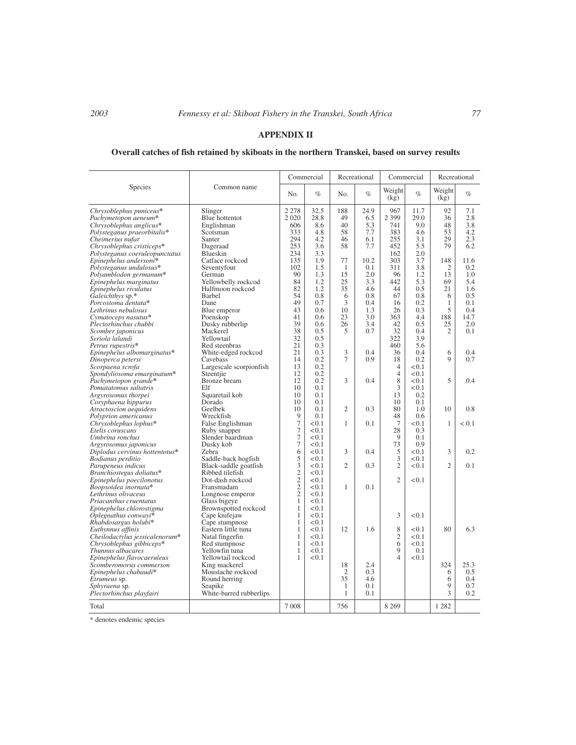## APPENDIX II

### Overall catches of fish retained by skiboats in the northern Transkei, based on survey results

| Species | Common name | Commercial | | Recreational | | Commercial | | Recreational | |
|---|---|---|---|---|---|---|---|---|---|
| | | No. | % | No. | % | Weight (kg) | % | Weight (kg) | % |
| *Chrysoblephus puniceus** | Slinger | 2 278 | 32.5 | 188 | 24.9 | 967 | 11.7 | 92 | 7.1 |
| *Pachymetopon aeneum** | Blue hottentot | 2 020 | 28.8 | 49 | 6.5 | 2 399 | 29.0 | 36 | 2.8 |
| *Chrysoblephus anglicus** | Englishman | 606 | 8.6 | 40 | 5.3 | 741 | 9.0 | 48 | 3.8 |
| *Polysteganus praeorbitalis** | Scotsman | 333 | 4.8 | 58 | 7.7 | 383 | 4.6 | 53 | 4.2 |
| *Cheimerius nufar* | Santer | 294 | 4.2 | 46 | 6.1 | 255 | 3.1 | 29 | 2.3 |
| *Chrysoblephus cristiceps** | Dageraad | 253 | 3.6 | 58 | 7.7 | 452 | 5.5 | 79 | 6.2 |
| *Polysteganus coeruleopunctatus* | Blueskin | 234 | 3.3 | | | 162 | 2.0 | | |
| *Epinephelus andersoni** | Catface rockcod | 135 | 1.9 | 77 | 10.2 | 303 | 3.7 | 148 | 11.6 |
| *Polysteganus undulosus** | Seventyfour | 102 | 1.5 | 1 | 0.1 | 311 | 3.8 | 2 | 0.2 |
| *Polyamblodon germanum** | German | 90 | 1.3 | 15 | 2.0 | 96 | 1.2 | 13 | 1.0 |
| *Epinephelus marginatus* | Yellowbelly rockcod | 84 | 1.2 | 25 | 3.3 | 442 | 5.3 | 69 | 5.4 |
| *Epinephelus rivulatus* | Halfmoon rockcod | 82 | 1.2 | 35 | 4.6 | 44 | 0.5 | 21 | 1.6 |
| *Galeichthys* sp.* | Barbel | 54 | 0.8 | 6 | 0.8 | 67 | 0.8 | 6 | 0.5 |
| *Porcostoma dentata** | Dane | 49 | 0.7 | 3 | 0.4 | 16 | 0.2 | 1 | 0.1 |
| *Lethrinus nebulosus* | Blue emperor | 43 | 0.6 | 10 | 1.3 | 26 | 0.3 | 5 | 0.4 |
| *Cymatoceps nasutus** | Poenskop | 41 | 0.6 | 23 | 3.0 | 363 | 4.4 | 188 | 14.7 |
| *Plectorhinchus chubbi* | Dusky rubberlip | 39 | 0.6 | 26 | 3.4 | 42 | 0.5 | 25 | 2.0 |
| *Scomber japonicus* | Mackerel | 38 | 0.5 | 5 | 0.7 | 32 | 0.4 | 2 | 0.1 |
| *Seriola lalandi* | Yellowtail | 32 | 0.5 | | | 322 | 3.9 | | |
| *Petrus rupestris** | Red steenbras | 21 | 0.3 | | | 460 | 5.6 | | |
| *Epinephelus albomarginatus** | White-edged rockcod | 21 | 0.3 | 3 | 0.4 | 36 | 0.4 | 6 | 0.4 |
| *Dinoperca petersi* | Cavebass | 14 | 0.2 | 7 | 0.9 | 18 | 0.2 | 9 | 0.7 |
| *Scorpaena scrofa* | Largescale scorpionfish | 13 | 0.2 | | | 4 | <0.1 | | |
| *Spondyliosoma emarginatum** | Steentjie | 12 | 0.2 | | | 4 | <0.1 | | |
| *Pachymetopon grande** | Bronze bream | 12 | 0.2 | 3 | 0.4 | 8 | <0.1 | 5 | 0.4 |
| *Pomatomus saltatrix* | Elf | 10 | 0.1 | | | 3 | <0.1 | | |
| *Argyrosomus thorpei* | Squaretail kob | 10 | 0.1 | | | 13 | 0.2 | | |
| *Coryphaena hippurus* | Dorado | 10 | 0.1 | | | 10 | 0.1 | | |
| *Atractoscion aequidens* | Geelbek | 10 | 0.1 | 2 | 0.3 | 80 | 1.0 | 10 | 0.8 |
| *Polyprion americanus* | Wreckfish | 9 | 0.1 | | | 48 | 0.6 | | |
| *Chrysoblephus lophus** | False Englishman | 7 | <0.1 | 1 | 0.1 | 7 | <0.1 | 1 | < 0.1 |
| *Etelis coruscans* | Ruby snapper | 7 | <0.1 | | | 28 | 0.3 | | |
| *Umbrina ronchus* | Slender baardman | 7 | <0.1 | | | 9 | 0.1 | | |
| *Argyrosomus japonicus* | Dusky kob | 7 | <0.1 | | | 73 | 0.9 | | |
| *Diplodus cervinus hottentotus** | Zebra | 6 | <0.1 | 3 | 0.4 | 5 | <0.1 | 3 | 0.2 |
| *Bodianus perditio* | Saddle-back hogfish | 5 | <0.1 | | | 3 | <0.1 | | |
| *Parupeneus indicus* | Black-saddle goatfish | 3 | <0.1 | 2 | 0.3 | 2 | <0.1 | 2 | 0.1 |
| *Branchiostegus doliatus** | Ribbed tilefish | 2 | <0.1 | | | | | | |
| *Epinephelus poecilonotus* | Dot-dash rockcod | 2 | <0.1 | | | 2 | <0.1 | | |
| *Boopsoidea inornata** | Fransmadam | 2 | <0.1 | 1 | 0.1 | | | | |
| *Lethrinus olivaceus* | Longnose emperor | 2 | <0.1 | | | | | | |
| *Priacanthus cruentatus* | Glass bigeye | 1 | <0.1 | | | | | | |
| *Epinephelus chlorostigma* | Brownspotted rockcod | 1 | <0.1 | | | | | | |
| *Oplegnathus conwayi** | Cape knifejaw | 1 | <0.1 | | | 3 | <0.1 | | |
| *Rhabdosargus holubi** | Cape stumpnose | 1 | <0.1 | | | | | | |
| *Euthynnus affinis* | Eastern little tuna | 1 | <0.1 | 12 | 1.6 | 8 | <0.1 | 80 | 6.3 |
| *Cheilodactylus jessicalenorum** | Natal fingerfin | 1 | <0.1 | | | 2 | <0.1 | | |
| *Chrysoblephus gibbiceps** | Red stumpnose | 1 | <0.1 | | | 6 | <0.1 | | |
| *Thunnus albacares* | Yellowfin tuna | 1 | <0.1 | | | 9 | 0.1 | | |
| *Epinephelus flavocaeruleus* | Yellowtail rockcod | 1 | <0.1 | | | 4 | <0.1 | | |
| *Scomberomorus commerson* | King mackerel | | | 18 | 2.4 | | | 324 | 25.3 |
| *Epinephelus chabaudi** | Moustache rockcod | | | 2 | 0.3 | | | 6 | 0.5 |
| *Etrumeus* sp. | Round herring | | | 35 | 4.6 | | | 6 | 0.4 |
| *Sphyraena* sp. | Seapike | | | 1 | 0.1 | | | 9 | 0.7 |
| *Plectorhinchus playfairi* | White-barred rubberlips | | | 1 | 0.1 | | | 3 | 0.2 |
| Total | | 7 008 | | 756 | | 8 269 | | 1 282 | |

\* denotes endemic species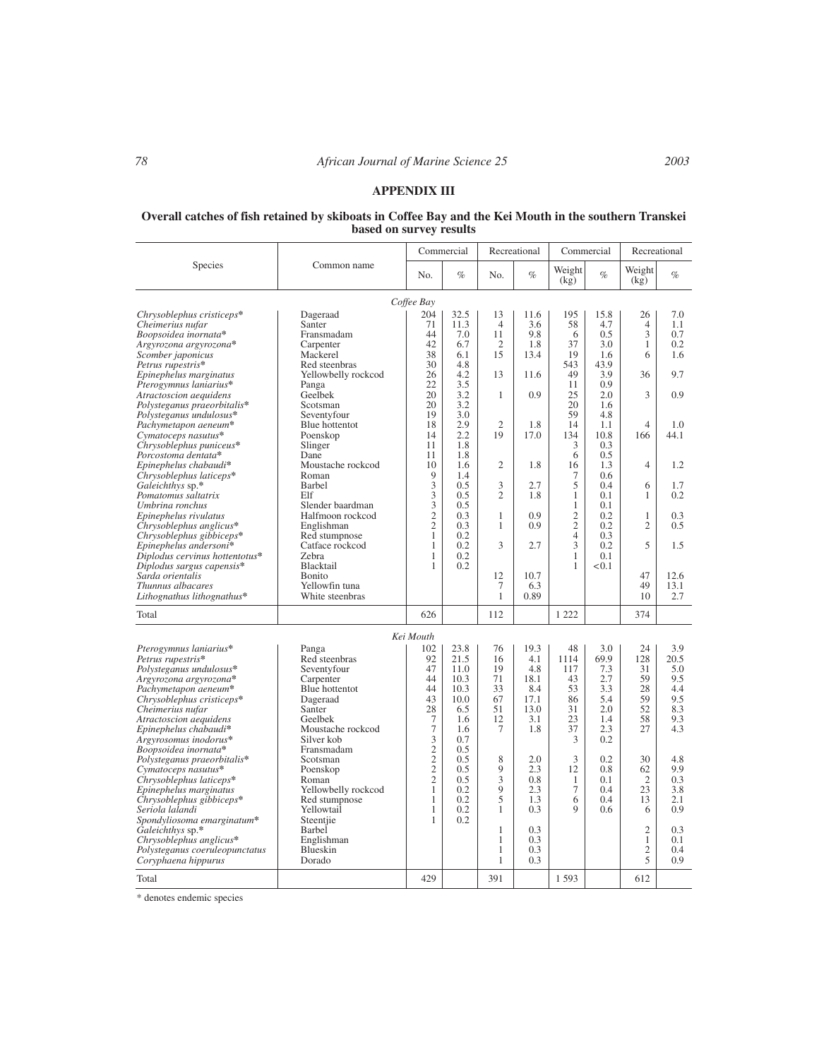## APPENDIX III

**Overall catches of fish retained by skiboats in Coffee Bay and the Kei Mouth in the southern Transkei based on survey results**

| Species | Common name | Commercial | | Recreational | | Commercial | | Recreational | |
|---|---|---|---|---|---|---|---|---|---|
| | | No. | % | No. | % | Weight (kg) | % | Weight (kg) | % |
| | | *Coffee Bay* | | | | | | | |
| *Chrysoblephus cristiceps** | Dageraad | 204 | 32.5 | 13 | 11.6 | 195 | 15.8 | 26 | 7.0 |
| *Cheimerius nufar* | Santer | 71 | 11.3 | 4 | 3.6 | 58 | 4.7 | 4 | 1.1 |
| *Boopsoidea inornata** | Fransmadam | 44 | 7.0 | 11 | 9.8 | 6 | 0.5 | 3 | 0.7 |
| *Argyrozona argyrozona** | Carpenter | 42 | 6.7 | 2 | 1.8 | 37 | 3.0 | 1 | 0.2 |
| *Scomber japonicus* | Mackerel | 38 | 6.1 | 15 | 13.4 | 19 | 1.6 | 6 | 1.6 |
| *Petrus rupestris** | Red steenbras | 30 | 4.8 | | | 543 | 43.9 | | |
| *Epinephelus marginatus* | Yellowbelly rockcod | 26 | 4.2 | 13 | 11.6 | 49 | 3.9 | 36 | 9.7 |
| *Pterogymnus laniarius** | Panga | 22 | 3.5 | | | 11 | 0.9 | | |
| *Atractoscion aequidens* | Geelbek | 20 | 3.2 | 1 | 0.9 | 25 | 2.0 | 3 | 0.9 |
| *Polysteganus praeorbitalis** | Scotsman | 20 | 3.2 | | | 20 | 1.6 | | |
| *Polysteganus undulosus** | Seventyfour | 19 | 3.0 | | | 59 | 4.8 | | |
| *Pachymetapon aeneum** | Blue hottentot | 18 | 2.9 | 2 | 1.8 | 14 | 1.1 | 4 | 1.0 |
| *Cymatoceps nasutus** | Poenskop | 14 | 2.2 | 19 | 17.0 | 134 | 10.8 | 166 | 44.1 |
| *Chrysoblephus puniceus** | Slinger | 11 | 1.8 | | | 3 | 0.3 | | |
| *Porcostoma dentata** | Dane | 11 | 1.8 | | | 6 | 0.5 | | |
| *Epinephelus chabaudi** | Moustache rockcod | 10 | 1.6 | 2 | 1.8 | 16 | 1.3 | 4 | 1.2 |
| *Chrysoblephus laticeps** | Roman | 9 | 1.4 | | | 7 | 0.6 | | |
| *Galeichthys* sp.* | Barbel | 3 | 0.5 | 3 | 2.7 | 5 | 0.4 | 6 | 1.7 |
| *Pomatomus saltatrix* | Elf | 3 | 0.5 | 2 | 1.8 | 1 | 0.1 | 1 | 0.2 |
| *Umbrina ronchus* | Slender baardman | 3 | 0.5 | | | 1 | 0.1 | | |
| *Epinephelus rivulatus* | Halfmoon rockcod | 2 | 0.3 | 1 | 0.9 | 2 | 0.2 | 1 | 0.3 |
| *Chrysoblephus anglicus** | Englishman | 2 | 0.3 | 1 | 0.9 | 2 | 0.2 | 2 | 0.5 |
| *Chrysoblephus gibbiceps** | Red stumpnose | 1 | 0.2 | | | 4 | 0.3 | | |
| *Epinephelus andersoni** | Catface rockcod | 1 | 0.2 | 3 | 2.7 | 3 | 0.2 | 5 | 1.5 |
| *Diplodus cervinus hottentotus** | Zebra | 1 | 0.2 | | | 1 | 0.1 | | |
| *Diplodus sargus capensis** | Blacktail | 1 | 0.2 | | | 1 | <0.1 | | |
| *Sarda orientalis* | Bonito | | | 12 | 10.7 | | | 47 | 12.6 |
| *Thunnus albacares* | Yellowfin tuna | | | 7 | 6.3 | | | 49 | 13.1 |
| *Lithognathus lithognathus** | White steenbras | | | 1 | 0.89 | | | 10 | 2.7 |
| Total | | 626 | | 112 | | 1 222 | | 374 | |
| | | *Kei Mouth* | | | | | | | |
| *Pterogymnus laniarius** | Panga | 102 | 23.8 | 76 | 19.3 | 48 | 3.0 | 24 | 3.9 |
| *Petrus rupestris** | Red steenbras | 92 | 21.5 | 16 | 4.1 | 1114 | 69.9 | 128 | 20.5 |
| *Polysteganus undulosus** | Seventyfour | 47 | 11.0 | 19 | 4.8 | 117 | 7.3 | 31 | 5.0 |
| *Argyrozona argyrozona** | Carpenter | 44 | 10.3 | 71 | 18.1 | 43 | 2.7 | 59 | 9.5 |
| *Pachymetapon aeneum** | Blue hottentot | 44 | 10.3 | 33 | 8.4 | 53 | 3.3 | 28 | 4.4 |
| *Chrysoblephus cristiceps** | Dageraad | 43 | 10.0 | 67 | 17.1 | 86 | 5.4 | 59 | 9.5 |
| *Cheimerius nufar* | Santer | 28 | 6.5 | 51 | 13.0 | 31 | 2.0 | 52 | 8.3 |
| *Atractoscion aequidens* | Geelbek | 7 | 1.6 | 12 | 3.1 | 23 | 1.4 | 58 | 9.3 |
| *Epinephelus chabaudi** | Moustache rockcod | 7 | 1.6 | 7 | 1.8 | 37 | 2.3 | 27 | 4.3 |
| *Argyrosomus inodorus** | Silver kob | 3 | 0.7 | | | 3 | 0.2 | | |
| *Boopsoidea inornata** | Fransmadam | 2 | 0.5 | | | | | | |
| *Polysteganus praeorbitalis** | Scotsman | 2 | 0.5 | 8 | 2.0 | 3 | 0.2 | 30 | 4.8 |
| *Cymatoceps nasutus** | Poenskop | 2 | 0.5 | 9 | 2.3 | 12 | 0.8 | 62 | 9.9 |
| *Chrysoblephus laticeps** | Roman | 2 | 0.5 | 3 | 0.8 | 1 | 0.1 | 2 | 0.3 |
| *Epinephelus marginatus* | Yellowbelly rockcod | 1 | 0.2 | 9 | 2.3 | 7 | 0.4 | 23 | 3.8 |
| *Chrysoblephus gibbiceps** | Red stumpnose | 1 | 0.2 | 5 | 1.3 | 6 | 0.4 | 13 | 2.1 |
| *Seriola lalandi* | Yellowtail | 1 | 0.2 | 1 | 0.3 | 9 | 0.6 | 6 | 0.9 |
| *Spondyliosoma emarginatum** | Steentjie | 1 | 0.2 | | | | | | |
| *Galeichthys* sp.* | Barbel | | | 1 | 0.3 | | | 2 | 0.3 |
| *Chrysoblephus anglicus** | Englishman | | | 1 | 0.3 | | | 1 | 0.1 |
| *Polysteganus coeruleopunctatus* | Blueskin | | | 1 | 0.3 | | | 2 | 0.4 |
| *Coryphaena hippurus* | Dorado | | | 1 | 0.3 | | | 5 | 0.9 |
| Total | | 429 | | 391 | | 1 593 | | 612 | |

\* denotes endemic species